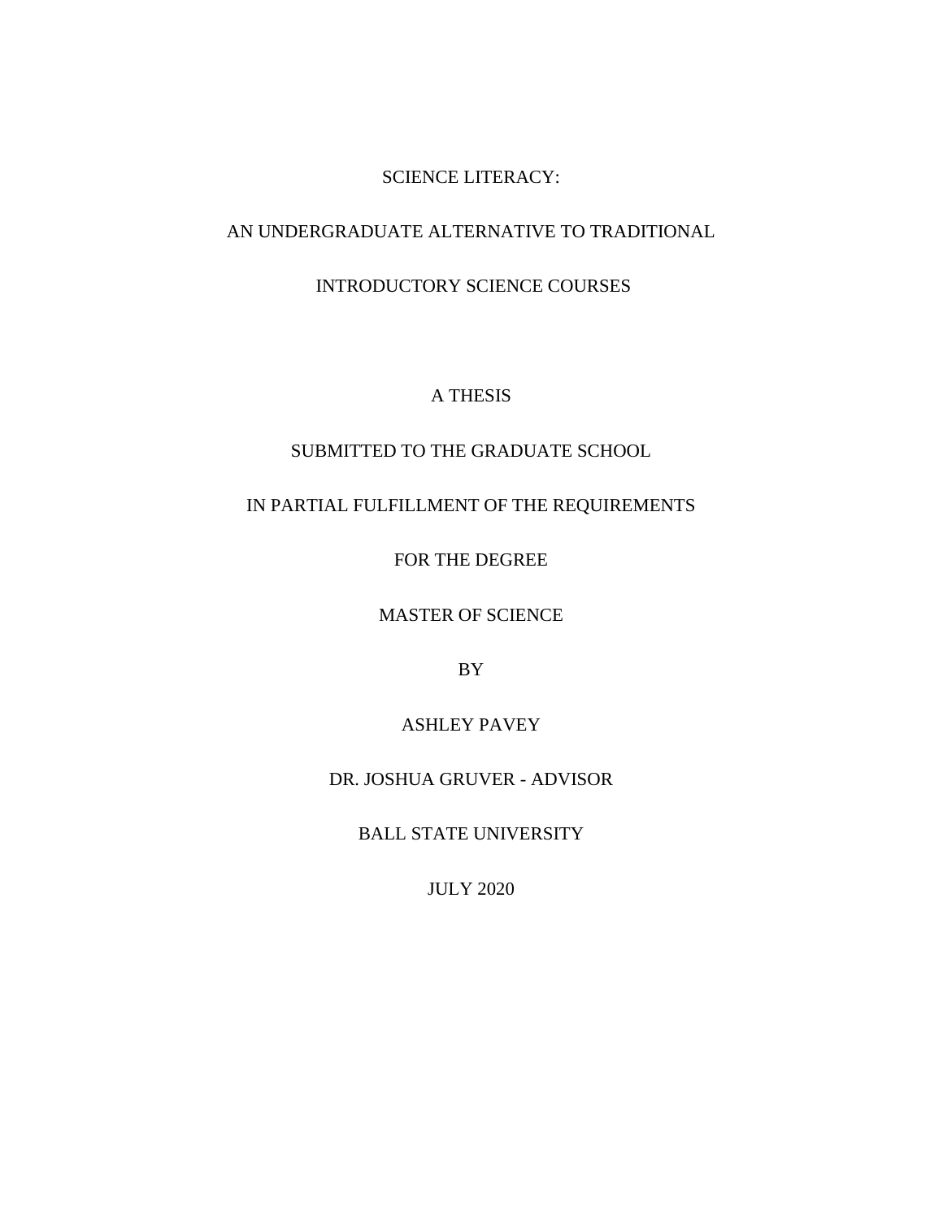# SCIENCE LITERACY:

# AN UNDERGRADUATE ALTERNATIVE TO TRADITIONAL

# INTRODUCTORY SCIENCE COURSES

A THESIS

SUBMITTED TO THE GRADUATE SCHOOL

IN PARTIAL FULFILLMENT OF THE REQUIREMENTS

FOR THE DEGREE

MASTER OF SCIENCE

BY

ASHLEY PAVEY

DR. JOSHUA GRUVER - ADVISOR

BALL STATE UNIVERSITY

JULY 2020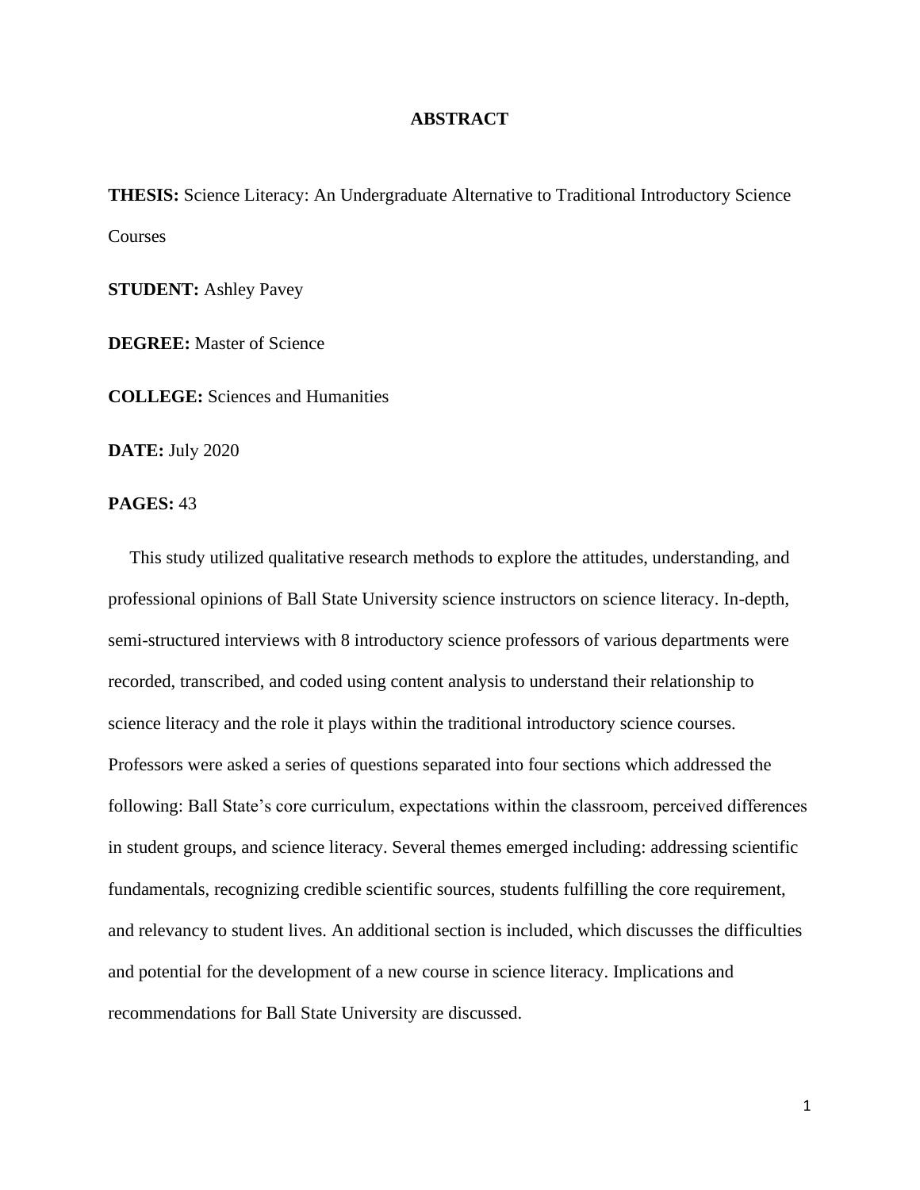# ABSTRACT

**THESIS:** Science Literacy: An Undergraduate Alternative to Traditional Introductory Science Courses

**STUDENT:** Ashley Pavey

**DEGREE:** Master of Science

**COLLEGE:** Sciences and Humanities

**DATE:** July 2020

**PAGES:** 43

This study utilized qualitative research methods to explore the attitudes, understanding, and professional opinions of Ball State University science instructors on science literacy. In-depth, semi-structured interviews with 8 introductory science professors of various departments were recorded, transcribed, and coded using content analysis to understand their relationship to science literacy and the role it plays within the traditional introductory science courses. Professors were asked a series of questions separated into four sections which addressed the following: Ball State's core curriculum, expectations within the classroom, perceived differences in student groups, and science literacy. Several themes emerged including: addressing scientific fundamentals, recognizing credible scientific sources, students fulfilling the core requirement, and relevancy to student lives. An additional section is included, which discusses the difficulties and potential for the development of a new course in science literacy. Implications and recommendations for Ball State University are discussed.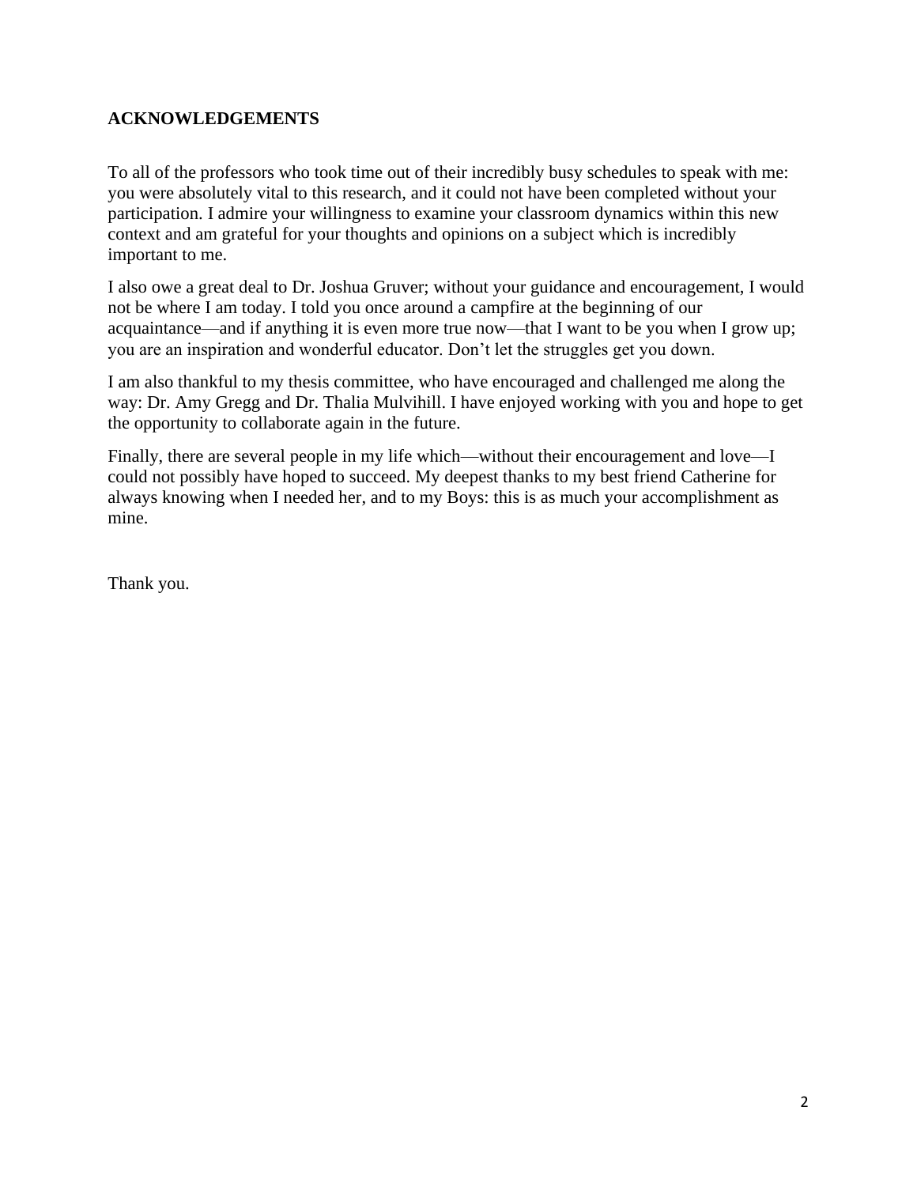## ACKNOWLEDGEMENTS

To all of the professors who took time out of their incredibly busy schedules to speak with me: you were absolutely vital to this research, and it could not have been completed without your participation. I admire your willingness to examine your classroom dynamics within this new context and am grateful for your thoughts and opinions on a subject which is incredibly important to me.

I also owe a great deal to Dr. Joshua Gruver; without your guidance and encouragement, I would not be where I am today. I told you once around a campfire at the beginning of our acquaintance—and if anything it is even more true now—that I want to be you when I grow up; you are an inspiration and wonderful educator. Don't let the struggles get you down.

I am also thankful to my thesis committee, who have encouraged and challenged me along the way: Dr. Amy Gregg and Dr. Thalia Mulvihill. I have enjoyed working with you and hope to get the opportunity to collaborate again in the future.

Finally, there are several people in my life which—without their encouragement and love—I could not possibly have hoped to succeed. My deepest thanks to my best friend Catherine for always knowing when I needed her, and to my Boys: this is as much your accomplishment as mine.

Thank you.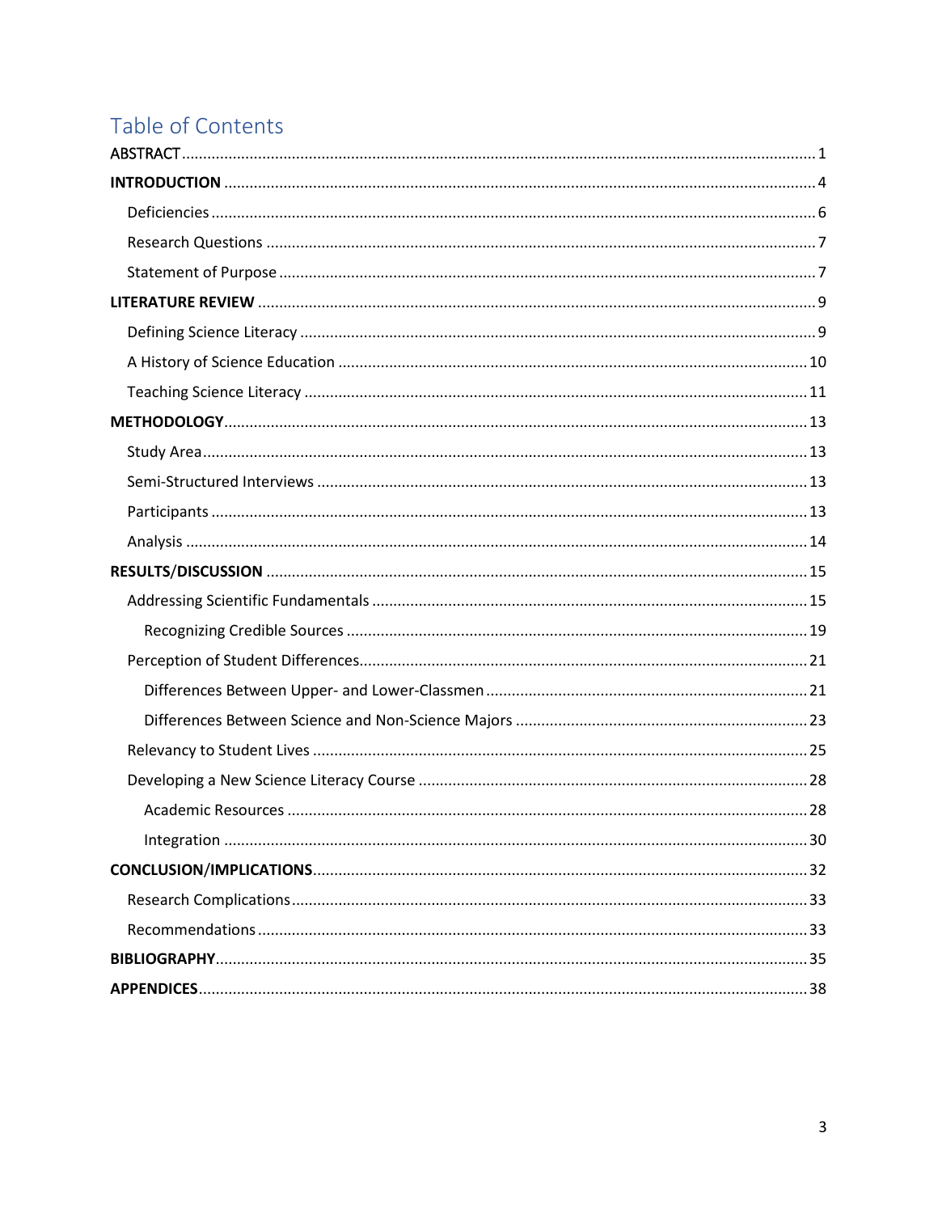# Table of Contents

ABSTRACT .......... 1

**INTRODUCTION** .......... 4

- Deficiencies .......... 6
- Research Questions .......... 7
- Statement of Purpose .......... 7

**LITERATURE REVIEW** .......... 9

- Defining Science Literacy .......... 9
- A History of Science Education .......... 10
- Teaching Science Literacy .......... 11

**METHODOLOGY** .......... 13

- Study Area .......... 13
- Semi-Structured Interviews .......... 13
- Participants .......... 13
- Analysis .......... 14

**RESULTS/DISCUSSION** .......... 15

- Addressing Scientific Fundamentals .......... 15
  - Recognizing Credible Sources .......... 19
- Perception of Student Differences .......... 21
  - Differences Between Upper- and Lower-Classmen .......... 21
  - Differences Between Science and Non-Science Majors .......... 23
- Relevancy to Student Lives .......... 25
- Developing a New Science Literacy Course .......... 28
  - Academic Resources .......... 28
  - Integration .......... 30

**CONCLUSION/IMPLICATIONS** .......... 32

- Research Complications .......... 33
- Recommendations .......... 33

**BIBLIOGRAPHY** .......... 35

**APPENDICES** .......... 38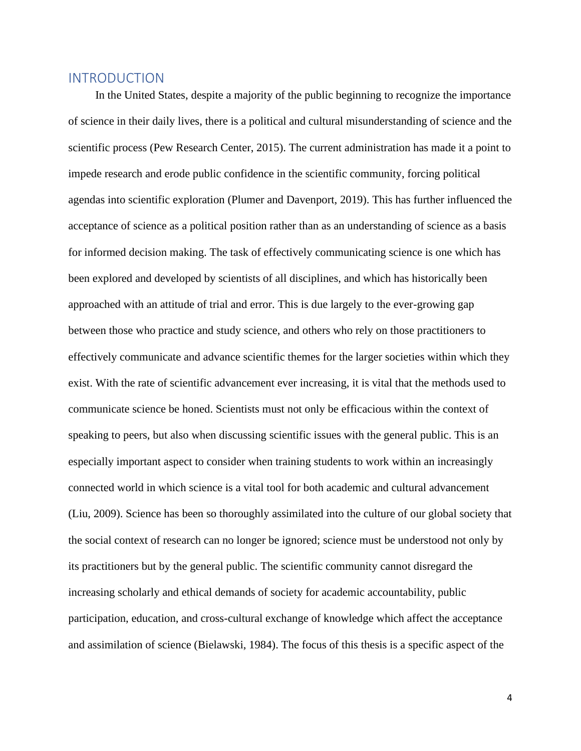## INTRODUCTION

In the United States, despite a majority of the public beginning to recognize the importance of science in their daily lives, there is a political and cultural misunderstanding of science and the scientific process (Pew Research Center, 2015). The current administration has made it a point to impede research and erode public confidence in the scientific community, forcing political agendas into scientific exploration (Plumer and Davenport, 2019). This has further influenced the acceptance of science as a political position rather than as an understanding of science as a basis for informed decision making. The task of effectively communicating science is one which has been explored and developed by scientists of all disciplines, and which has historically been approached with an attitude of trial and error. This is due largely to the ever-growing gap between those who practice and study science, and others who rely on those practitioners to effectively communicate and advance scientific themes for the larger societies within which they exist. With the rate of scientific advancement ever increasing, it is vital that the methods used to communicate science be honed. Scientists must not only be efficacious within the context of speaking to peers, but also when discussing scientific issues with the general public. This is an especially important aspect to consider when training students to work within an increasingly connected world in which science is a vital tool for both academic and cultural advancement (Liu, 2009). Science has been so thoroughly assimilated into the culture of our global society that the social context of research can no longer be ignored; science must be understood not only by its practitioners but by the general public. The scientific community cannot disregard the increasing scholarly and ethical demands of society for academic accountability, public participation, education, and cross-cultural exchange of knowledge which affect the acceptance and assimilation of science (Bielawski, 1984). The focus of this thesis is a specific aspect of the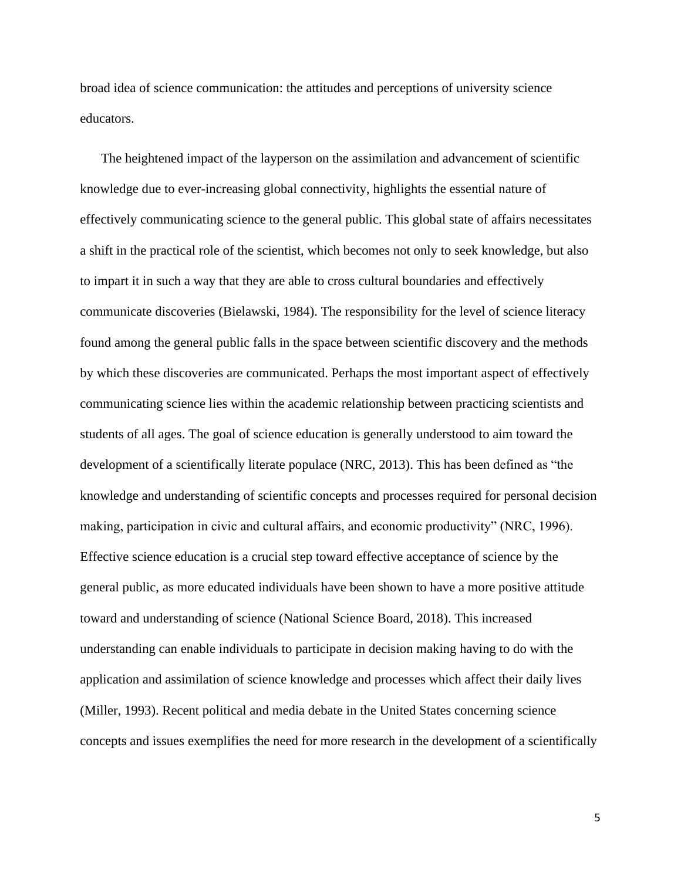broad idea of science communication: the attitudes and perceptions of university science educators.

The heightened impact of the layperson on the assimilation and advancement of scientific knowledge due to ever-increasing global connectivity, highlights the essential nature of effectively communicating science to the general public. This global state of affairs necessitates a shift in the practical role of the scientist, which becomes not only to seek knowledge, but also to impart it in such a way that they are able to cross cultural boundaries and effectively communicate discoveries (Bielawski, 1984). The responsibility for the level of science literacy found among the general public falls in the space between scientific discovery and the methods by which these discoveries are communicated. Perhaps the most important aspect of effectively communicating science lies within the academic relationship between practicing scientists and students of all ages. The goal of science education is generally understood to aim toward the development of a scientifically literate populace (NRC, 2013). This has been defined as "the knowledge and understanding of scientific concepts and processes required for personal decision making, participation in civic and cultural affairs, and economic productivity" (NRC, 1996). Effective science education is a crucial step toward effective acceptance of science by the general public, as more educated individuals have been shown to have a more positive attitude toward and understanding of science (National Science Board, 2018). This increased understanding can enable individuals to participate in decision making having to do with the application and assimilation of science knowledge and processes which affect their daily lives (Miller, 1993). Recent political and media debate in the United States concerning science concepts and issues exemplifies the need for more research in the development of a scientifically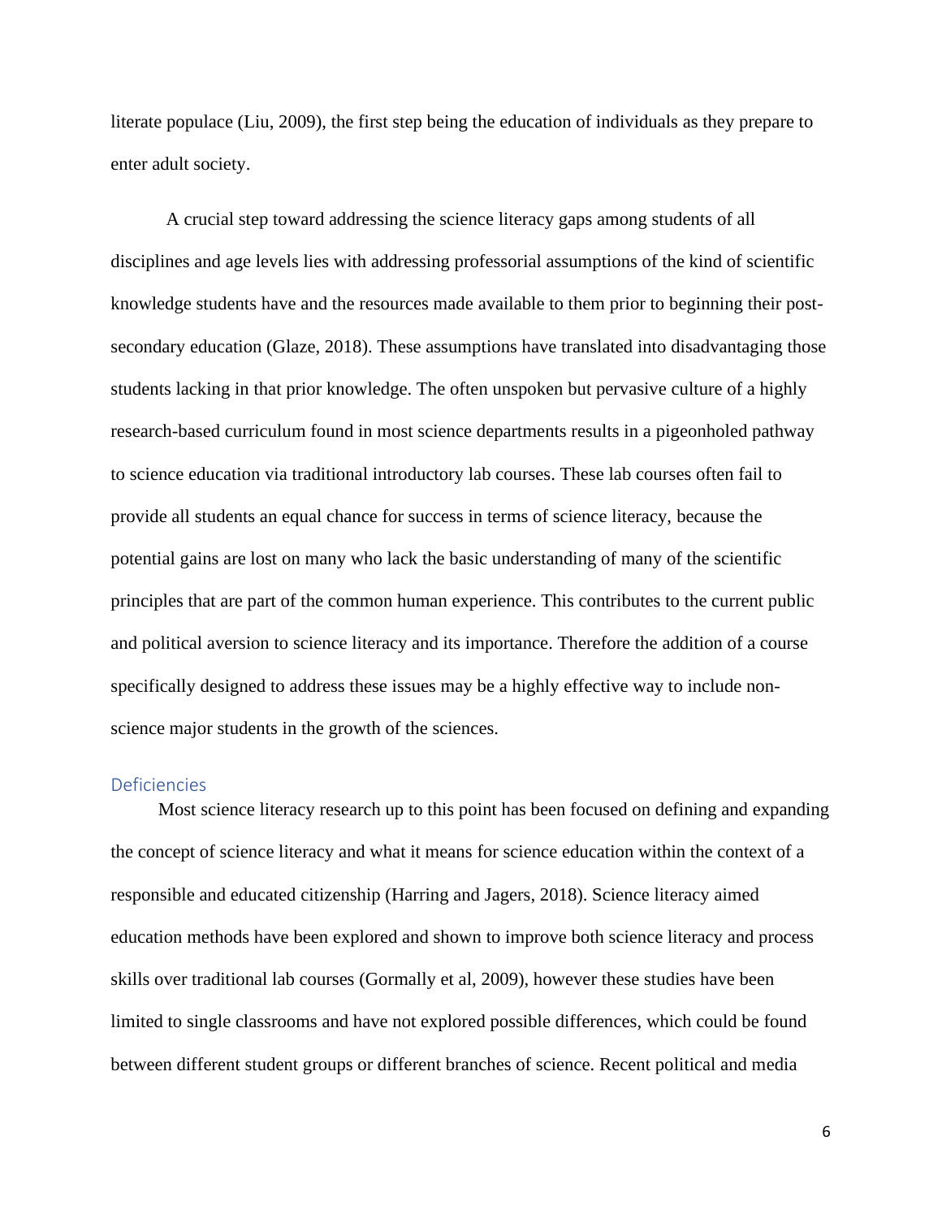literate populace (Liu, 2009), the first step being the education of individuals as they prepare to enter adult society.

A crucial step toward addressing the science literacy gaps among students of all disciplines and age levels lies with addressing professorial assumptions of the kind of scientific knowledge students have and the resources made available to them prior to beginning their post-secondary education (Glaze, 2018). These assumptions have translated into disadvantaging those students lacking in that prior knowledge. The often unspoken but pervasive culture of a highly research-based curriculum found in most science departments results in a pigeonholed pathway to science education via traditional introductory lab courses. These lab courses often fail to provide all students an equal chance for success in terms of science literacy, because the potential gains are lost on many who lack the basic understanding of many of the scientific principles that are part of the common human experience. This contributes to the current public and political aversion to science literacy and its importance. Therefore the addition of a course specifically designed to address these issues may be a highly effective way to include non-science major students in the growth of the sciences.

## Deficiencies

Most science literacy research up to this point has been focused on defining and expanding the concept of science literacy and what it means for science education within the context of a responsible and educated citizenship (Harring and Jagers, 2018). Science literacy aimed education methods have been explored and shown to improve both science literacy and process skills over traditional lab courses (Gormally et al, 2009), however these studies have been limited to single classrooms and have not explored possible differences, which could be found between different student groups or different branches of science. Recent political and media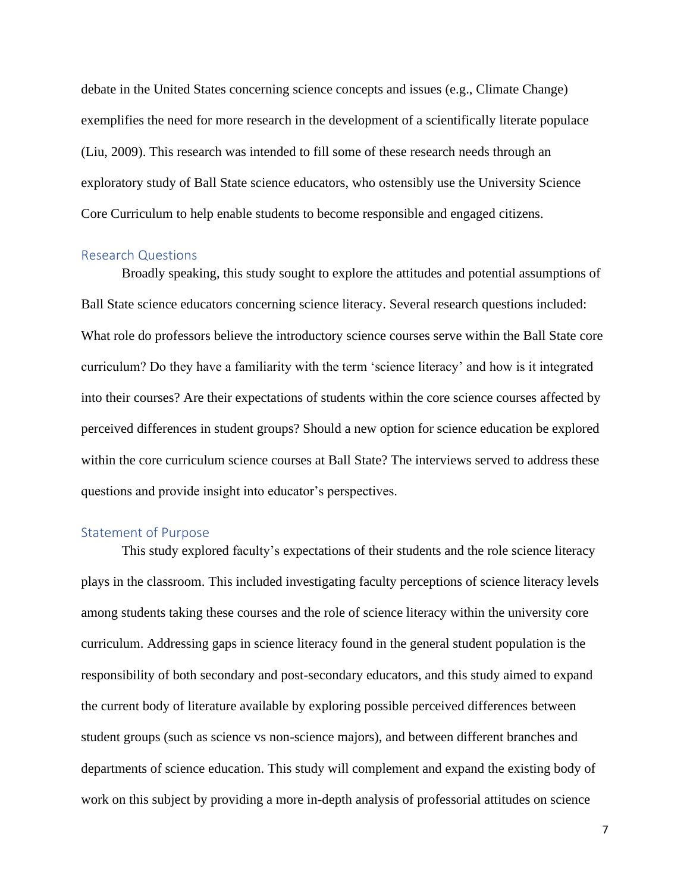debate in the United States concerning science concepts and issues (e.g., Climate Change) exemplifies the need for more research in the development of a scientifically literate populace (Liu, 2009). This research was intended to fill some of these research needs through an exploratory study of Ball State science educators, who ostensibly use the University Science Core Curriculum to help enable students to become responsible and engaged citizens.

## Research Questions

Broadly speaking, this study sought to explore the attitudes and potential assumptions of Ball State science educators concerning science literacy. Several research questions included: What role do professors believe the introductory science courses serve within the Ball State core curriculum? Do they have a familiarity with the term 'science literacy' and how is it integrated into their courses? Are their expectations of students within the core science courses affected by perceived differences in student groups? Should a new option for science education be explored within the core curriculum science courses at Ball State? The interviews served to address these questions and provide insight into educator's perspectives.

## Statement of Purpose

This study explored faculty's expectations of their students and the role science literacy plays in the classroom. This included investigating faculty perceptions of science literacy levels among students taking these courses and the role of science literacy within the university core curriculum. Addressing gaps in science literacy found in the general student population is the responsibility of both secondary and post-secondary educators, and this study aimed to expand the current body of literature available by exploring possible perceived differences between student groups (such as science vs non-science majors), and between different branches and departments of science education. This study will complement and expand the existing body of work on this subject by providing a more in-depth analysis of professorial attitudes on science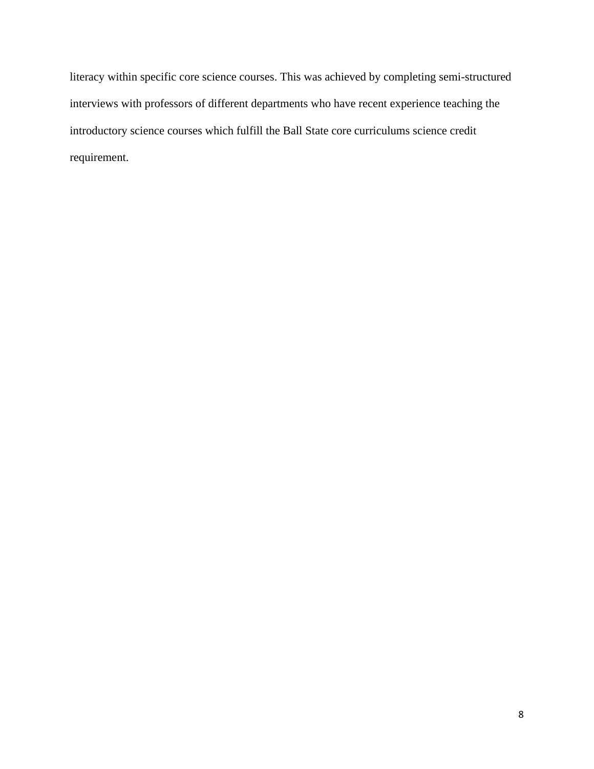literacy within specific core science courses. This was achieved by completing semi-structured interviews with professors of different departments who have recent experience teaching the introductory science courses which fulfill the Ball State core curriculums science credit requirement.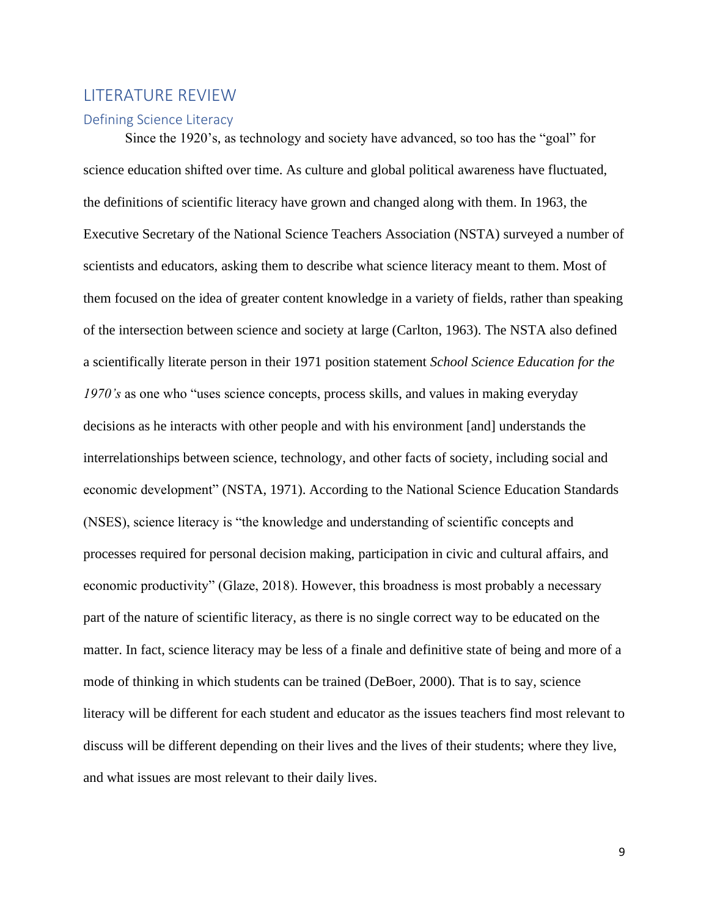# LITERATURE REVIEW

## Defining Science Literacy

Since the 1920's, as technology and society have advanced, so too has the "goal" for science education shifted over time. As culture and global political awareness have fluctuated, the definitions of scientific literacy have grown and changed along with them. In 1963, the Executive Secretary of the National Science Teachers Association (NSTA) surveyed a number of scientists and educators, asking them to describe what science literacy meant to them. Most of them focused on the idea of greater content knowledge in a variety of fields, rather than speaking of the intersection between science and society at large (Carlton, 1963). The NSTA also defined a scientifically literate person in their 1971 position statement *School Science Education for the 1970's* as one who "uses science concepts, process skills, and values in making everyday decisions as he interacts with other people and with his environment [and] understands the interrelationships between science, technology, and other facts of society, including social and economic development" (NSTA, 1971). According to the National Science Education Standards (NSES), science literacy is "the knowledge and understanding of scientific concepts and processes required for personal decision making, participation in civic and cultural affairs, and economic productivity" (Glaze, 2018). However, this broadness is most probably a necessary part of the nature of scientific literacy, as there is no single correct way to be educated on the matter. In fact, science literacy may be less of a finale and definitive state of being and more of a mode of thinking in which students can be trained (DeBoer, 2000). That is to say, science literacy will be different for each student and educator as the issues teachers find most relevant to discuss will be different depending on their lives and the lives of their students; where they live, and what issues are most relevant to their daily lives.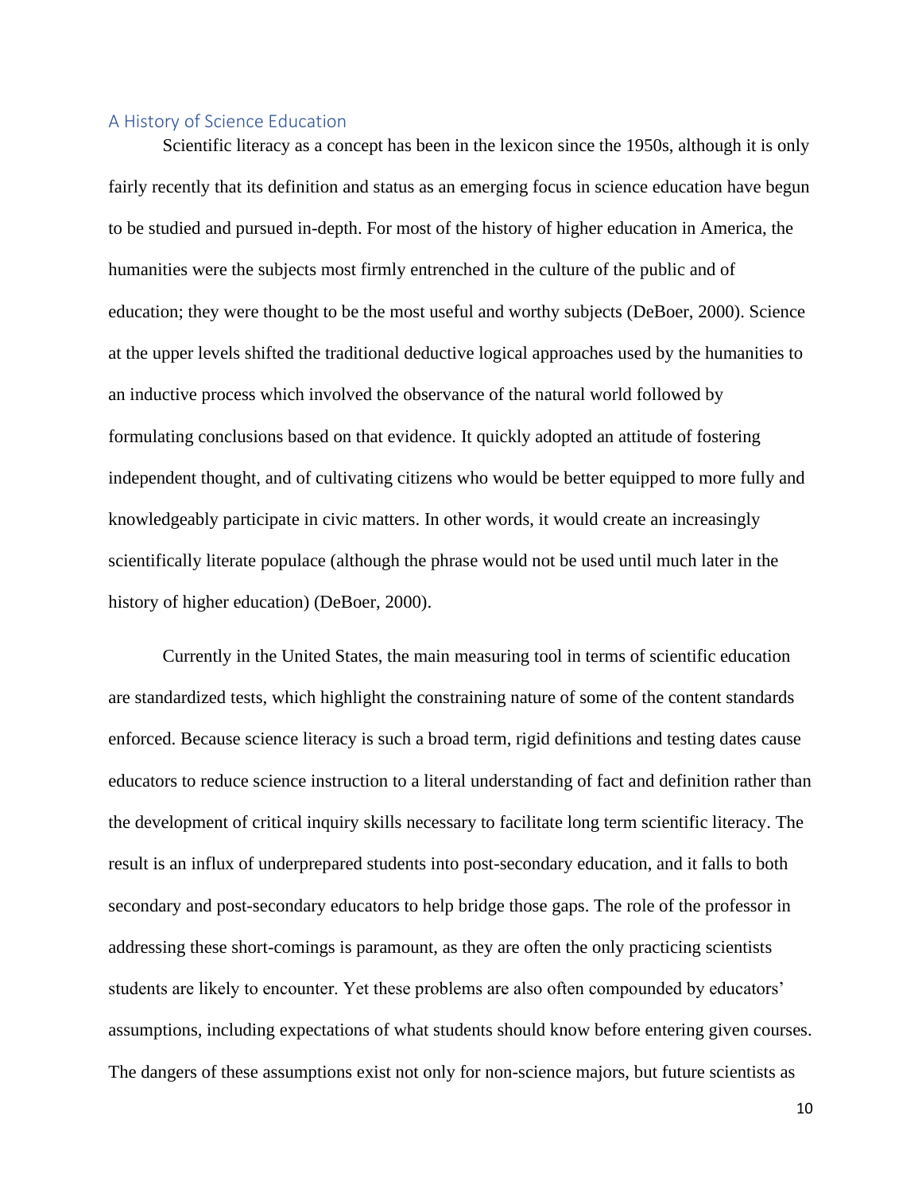## A History of Science Education

Scientific literacy as a concept has been in the lexicon since the 1950s, although it is only fairly recently that its definition and status as an emerging focus in science education have begun to be studied and pursued in-depth. For most of the history of higher education in America, the humanities were the subjects most firmly entrenched in the culture of the public and of education; they were thought to be the most useful and worthy subjects (DeBoer, 2000). Science at the upper levels shifted the traditional deductive logical approaches used by the humanities to an inductive process which involved the observance of the natural world followed by formulating conclusions based on that evidence. It quickly adopted an attitude of fostering independent thought, and of cultivating citizens who would be better equipped to more fully and knowledgeably participate in civic matters. In other words, it would create an increasingly scientifically literate populace (although the phrase would not be used until much later in the history of higher education) (DeBoer, 2000).

Currently in the United States, the main measuring tool in terms of scientific education are standardized tests, which highlight the constraining nature of some of the content standards enforced. Because science literacy is such a broad term, rigid definitions and testing dates cause educators to reduce science instruction to a literal understanding of fact and definition rather than the development of critical inquiry skills necessary to facilitate long term scientific literacy. The result is an influx of underprepared students into post-secondary education, and it falls to both secondary and post-secondary educators to help bridge those gaps. The role of the professor in addressing these short-comings is paramount, as they are often the only practicing scientists students are likely to encounter. Yet these problems are also often compounded by educators' assumptions, including expectations of what students should know before entering given courses. The dangers of these assumptions exist not only for non-science majors, but future scientists as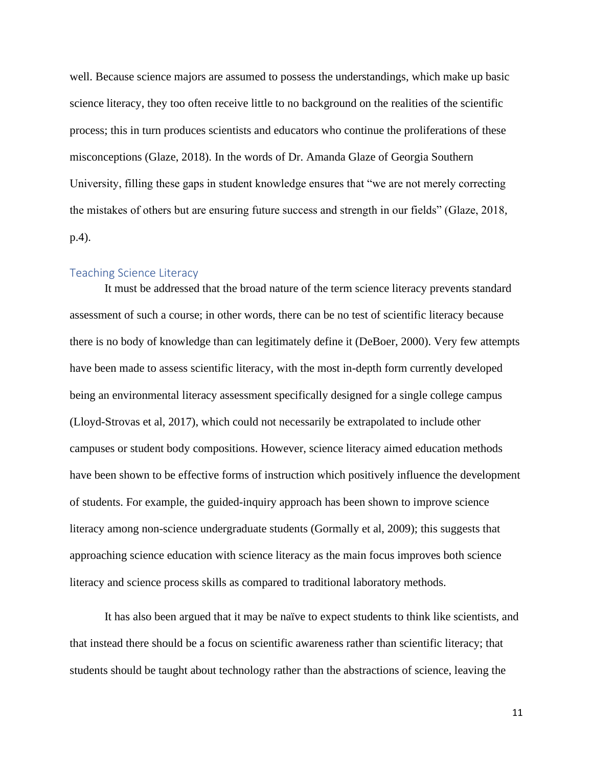well. Because science majors are assumed to possess the understandings, which make up basic science literacy, they too often receive little to no background on the realities of the scientific process; this in turn produces scientists and educators who continue the proliferations of these misconceptions (Glaze, 2018). In the words of Dr. Amanda Glaze of Georgia Southern University, filling these gaps in student knowledge ensures that "we are not merely correcting the mistakes of others but are ensuring future success and strength in our fields" (Glaze, 2018, p.4).

## Teaching Science Literacy

It must be addressed that the broad nature of the term science literacy prevents standard assessment of such a course; in other words, there can be no test of scientific literacy because there is no body of knowledge than can legitimately define it (DeBoer, 2000). Very few attempts have been made to assess scientific literacy, with the most in-depth form currently developed being an environmental literacy assessment specifically designed for a single college campus (Lloyd-Strovas et al, 2017), which could not necessarily be extrapolated to include other campuses or student body compositions. However, science literacy aimed education methods have been shown to be effective forms of instruction which positively influence the development of students. For example, the guided-inquiry approach has been shown to improve science literacy among non-science undergraduate students (Gormally et al, 2009); this suggests that approaching science education with science literacy as the main focus improves both science literacy and science process skills as compared to traditional laboratory methods.

It has also been argued that it may be naïve to expect students to think like scientists, and that instead there should be a focus on scientific awareness rather than scientific literacy; that students should be taught about technology rather than the abstractions of science, leaving the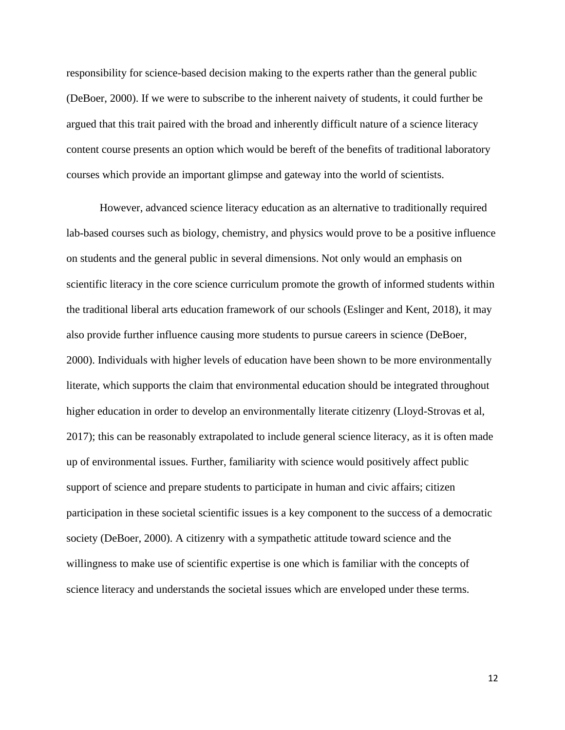responsibility for science-based decision making to the experts rather than the general public (DeBoer, 2000). If we were to subscribe to the inherent naivety of students, it could further be argued that this trait paired with the broad and inherently difficult nature of a science literacy content course presents an option which would be bereft of the benefits of traditional laboratory courses which provide an important glimpse and gateway into the world of scientists.

However, advanced science literacy education as an alternative to traditionally required lab-based courses such as biology, chemistry, and physics would prove to be a positive influence on students and the general public in several dimensions. Not only would an emphasis on scientific literacy in the core science curriculum promote the growth of informed students within the traditional liberal arts education framework of our schools (Eslinger and Kent, 2018), it may also provide further influence causing more students to pursue careers in science (DeBoer, 2000). Individuals with higher levels of education have been shown to be more environmentally literate, which supports the claim that environmental education should be integrated throughout higher education in order to develop an environmentally literate citizenry (Lloyd-Strovas et al, 2017); this can be reasonably extrapolated to include general science literacy, as it is often made up of environmental issues. Further, familiarity with science would positively affect public support of science and prepare students to participate in human and civic affairs; citizen participation in these societal scientific issues is a key component to the success of a democratic society (DeBoer, 2000). A citizenry with a sympathetic attitude toward science and the willingness to make use of scientific expertise is one which is familiar with the concepts of science literacy and understands the societal issues which are enveloped under these terms.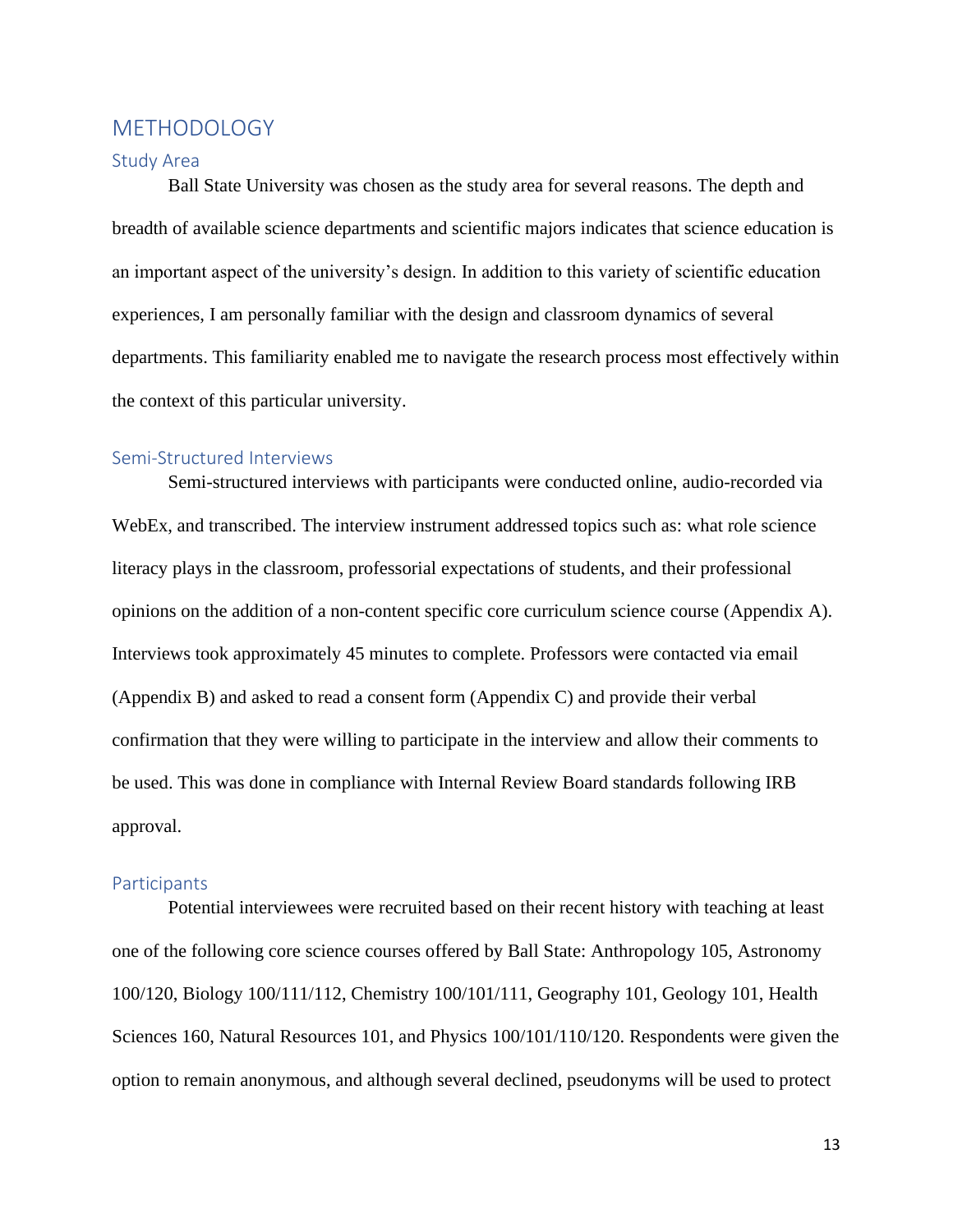# METHODOLOGY

## Study Area

Ball State University was chosen as the study area for several reasons. The depth and breadth of available science departments and scientific majors indicates that science education is an important aspect of the university's design. In addition to this variety of scientific education experiences, I am personally familiar with the design and classroom dynamics of several departments. This familiarity enabled me to navigate the research process most effectively within the context of this particular university.

## Semi-Structured Interviews

Semi-structured interviews with participants were conducted online, audio-recorded via WebEx, and transcribed. The interview instrument addressed topics such as: what role science literacy plays in the classroom, professorial expectations of students, and their professional opinions on the addition of a non-content specific core curriculum science course (Appendix A). Interviews took approximately 45 minutes to complete. Professors were contacted via email (Appendix B) and asked to read a consent form (Appendix C) and provide their verbal confirmation that they were willing to participate in the interview and allow their comments to be used. This was done in compliance with Internal Review Board standards following IRB approval.

## Participants

Potential interviewees were recruited based on their recent history with teaching at least one of the following core science courses offered by Ball State: Anthropology 105, Astronomy 100/120, Biology 100/111/112, Chemistry 100/101/111, Geography 101, Geology 101, Health Sciences 160, Natural Resources 101, and Physics 100/101/110/120. Respondents were given the option to remain anonymous, and although several declined, pseudonyms will be used to protect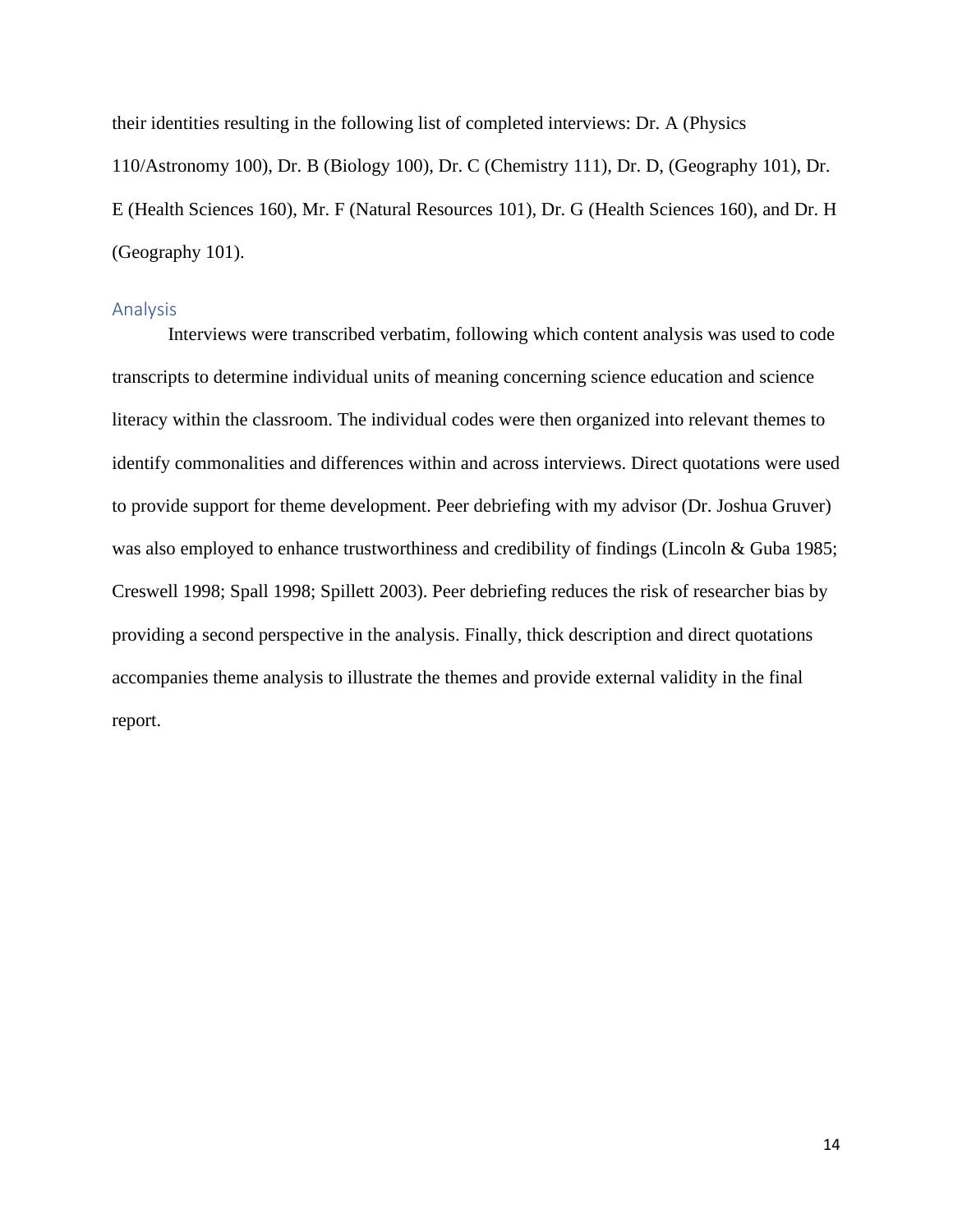their identities resulting in the following list of completed interviews: Dr. A (Physics 110/Astronomy 100), Dr. B (Biology 100), Dr. C (Chemistry 111), Dr. D, (Geography 101), Dr. E (Health Sciences 160), Mr. F (Natural Resources 101), Dr. G (Health Sciences 160), and Dr. H (Geography 101).

## Analysis

Interviews were transcribed verbatim, following which content analysis was used to code transcripts to determine individual units of meaning concerning science education and science literacy within the classroom. The individual codes were then organized into relevant themes to identify commonalities and differences within and across interviews. Direct quotations were used to provide support for theme development. Peer debriefing with my advisor (Dr. Joshua Gruver) was also employed to enhance trustworthiness and credibility of findings (Lincoln & Guba 1985; Creswell 1998; Spall 1998; Spillett 2003). Peer debriefing reduces the risk of researcher bias by providing a second perspective in the analysis. Finally, thick description and direct quotations accompanies theme analysis to illustrate the themes and provide external validity in the final report.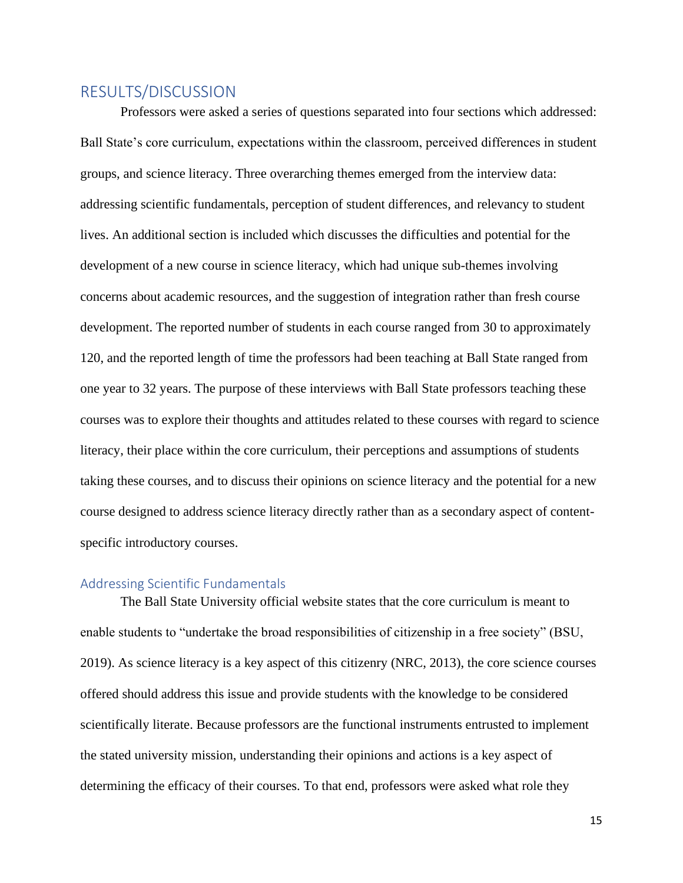## RESULTS/DISCUSSION

Professors were asked a series of questions separated into four sections which addressed: Ball State's core curriculum, expectations within the classroom, perceived differences in student groups, and science literacy. Three overarching themes emerged from the interview data: addressing scientific fundamentals, perception of student differences, and relevancy to student lives. An additional section is included which discusses the difficulties and potential for the development of a new course in science literacy, which had unique sub-themes involving concerns about academic resources, and the suggestion of integration rather than fresh course development. The reported number of students in each course ranged from 30 to approximately 120, and the reported length of time the professors had been teaching at Ball State ranged from one year to 32 years. The purpose of these interviews with Ball State professors teaching these courses was to explore their thoughts and attitudes related to these courses with regard to science literacy, their place within the core curriculum, their perceptions and assumptions of students taking these courses, and to discuss their opinions on science literacy and the potential for a new course designed to address science literacy directly rather than as a secondary aspect of content-specific introductory courses.

### Addressing Scientific Fundamentals

The Ball State University official website states that the core curriculum is meant to enable students to "undertake the broad responsibilities of citizenship in a free society" (BSU, 2019). As science literacy is a key aspect of this citizenry (NRC, 2013), the core science courses offered should address this issue and provide students with the knowledge to be considered scientifically literate. Because professors are the functional instruments entrusted to implement the stated university mission, understanding their opinions and actions is a key aspect of determining the efficacy of their courses. To that end, professors were asked what role they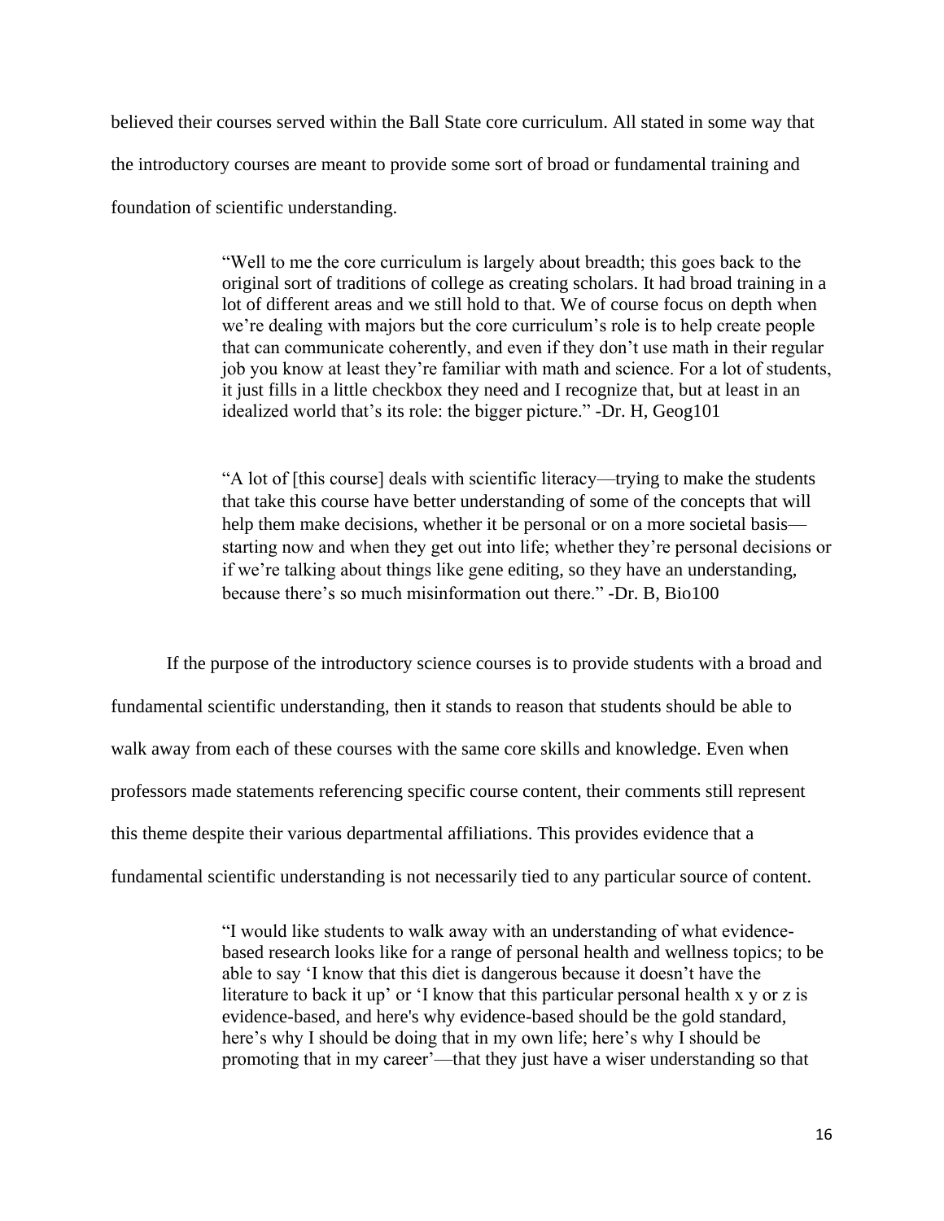believed their courses served within the Ball State core curriculum. All stated in some way that the introductory courses are meant to provide some sort of broad or fundamental training and foundation of scientific understanding.

> "Well to me the core curriculum is largely about breadth; this goes back to the original sort of traditions of college as creating scholars. It had broad training in a lot of different areas and we still hold to that. We of course focus on depth when we're dealing with majors but the core curriculum's role is to help create people that can communicate coherently, and even if they don't use math in their regular job you know at least they're familiar with math and science. For a lot of students, it just fills in a little checkbox they need and I recognize that, but at least in an idealized world that's its role: the bigger picture." -Dr. H, Geog101

> "A lot of [this course] deals with scientific literacy—trying to make the students that take this course have better understanding of some of the concepts that will help them make decisions, whether it be personal or on a more societal basis—starting now and when they get out into life; whether they're personal decisions or if we're talking about things like gene editing, so they have an understanding, because there's so much misinformation out there." -Dr. B, Bio100

If the purpose of the introductory science courses is to provide students with a broad and fundamental scientific understanding, then it stands to reason that students should be able to walk away from each of these courses with the same core skills and knowledge. Even when professors made statements referencing specific course content, their comments still represent this theme despite their various departmental affiliations. This provides evidence that a fundamental scientific understanding is not necessarily tied to any particular source of content.

> "I would like students to walk away with an understanding of what evidence-based research looks like for a range of personal health and wellness topics; to be able to say 'I know that this diet is dangerous because it doesn't have the literature to back it up' or 'I know that this particular personal health x y or z is evidence-based, and here's why evidence-based should be the gold standard, here's why I should be doing that in my own life; here's why I should be promoting that in my career'—that they just have a wiser understanding so that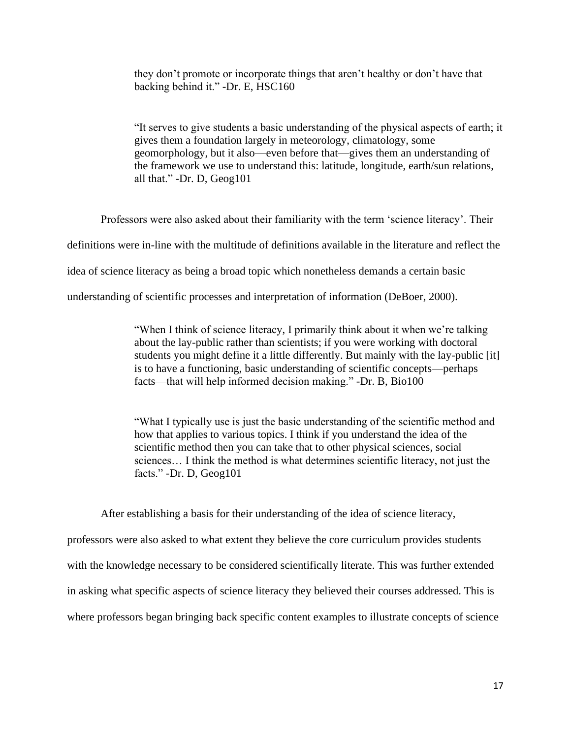> they don't promote or incorporate things that aren't healthy or don't have that backing behind it." -Dr. E, HSC160

> "It serves to give students a basic understanding of the physical aspects of earth; it gives them a foundation largely in meteorology, climatology, some geomorphology, but it also—even before that—gives them an understanding of the framework we use to understand this: latitude, longitude, earth/sun relations, all that." -Dr. D, Geog101

Professors were also asked about their familiarity with the term 'science literacy'. Their definitions were in-line with the multitude of definitions available in the literature and reflect the idea of science literacy as being a broad topic which nonetheless demands a certain basic understanding of scientific processes and interpretation of information (DeBoer, 2000).

> "When I think of science literacy, I primarily think about it when we're talking about the lay-public rather than scientists; if you were working with doctoral students you might define it a little differently. But mainly with the lay-public [it] is to have a functioning, basic understanding of scientific concepts—perhaps facts—that will help informed decision making." -Dr. B, Bio100

> "What I typically use is just the basic understanding of the scientific method and how that applies to various topics. I think if you understand the idea of the scientific method then you can take that to other physical sciences, social sciences… I think the method is what determines scientific literacy, not just the facts." -Dr. D, Geog101

After establishing a basis for their understanding of the idea of science literacy, professors were also asked to what extent they believe the core curriculum provides students with the knowledge necessary to be considered scientifically literate. This was further extended in asking what specific aspects of science literacy they believed their courses addressed. This is where professors began bringing back specific content examples to illustrate concepts of science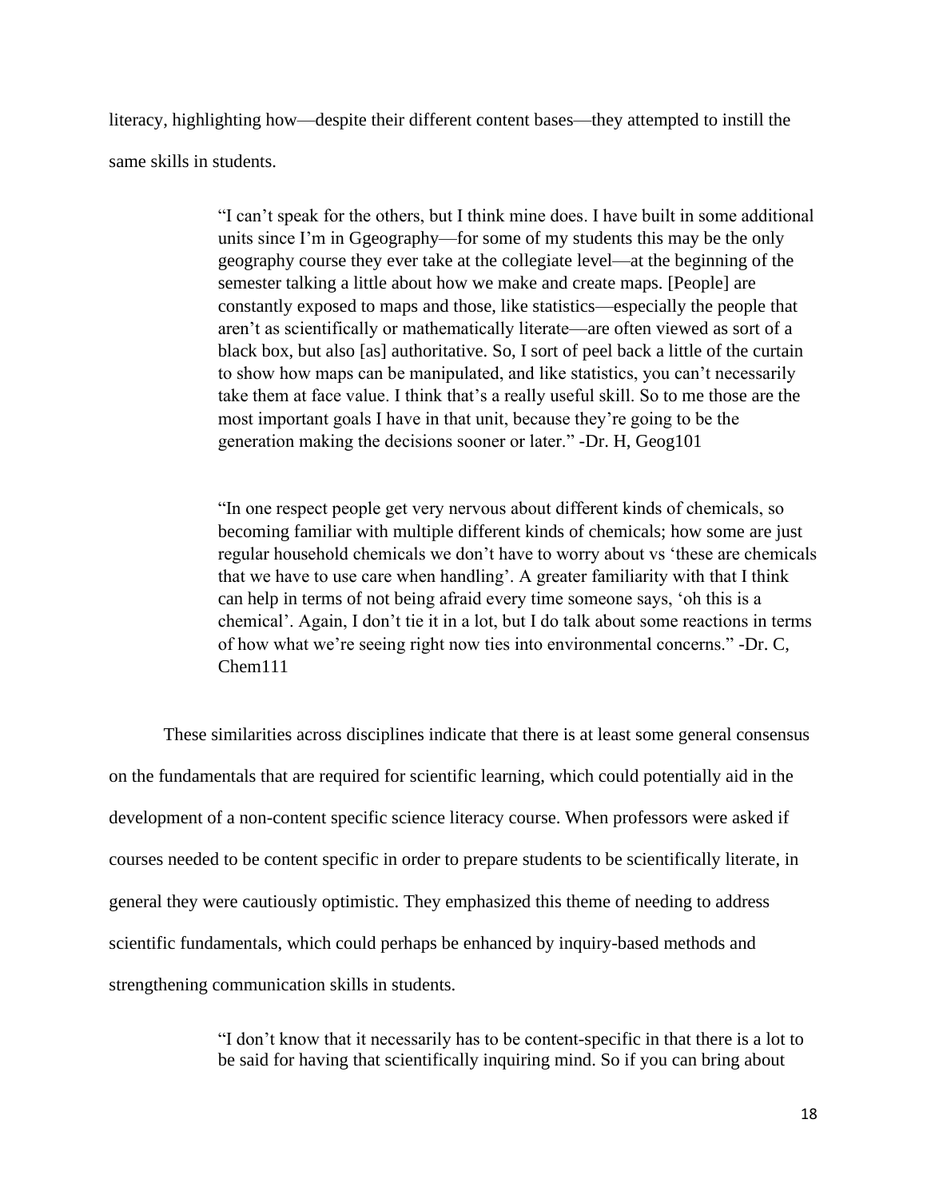literacy, highlighting how—despite their different content bases—they attempted to instill the same skills in students.

> "I can't speak for the others, but I think mine does. I have built in some additional units since I'm in Ggeography—for some of my students this may be the only geography course they ever take at the collegiate level—at the beginning of the semester talking a little about how we make and create maps. [People] are constantly exposed to maps and those, like statistics—especially the people that aren't as scientifically or mathematically literate—are often viewed as sort of a black box, but also [as] authoritative. So, I sort of peel back a little of the curtain to show how maps can be manipulated, and like statistics, you can't necessarily take them at face value. I think that's a really useful skill. So to me those are the most important goals I have in that unit, because they're going to be the generation making the decisions sooner or later." -Dr. H, Geog101

> "In one respect people get very nervous about different kinds of chemicals, so becoming familiar with multiple different kinds of chemicals; how some are just regular household chemicals we don't have to worry about vs 'these are chemicals that we have to use care when handling'. A greater familiarity with that I think can help in terms of not being afraid every time someone says, 'oh this is a chemical'. Again, I don't tie it in a lot, but I do talk about some reactions in terms of how what we're seeing right now ties into environmental concerns." -Dr. C, Chem111

These similarities across disciplines indicate that there is at least some general consensus on the fundamentals that are required for scientific learning, which could potentially aid in the development of a non-content specific science literacy course. When professors were asked if courses needed to be content specific in order to prepare students to be scientifically literate, in general they were cautiously optimistic. They emphasized this theme of needing to address scientific fundamentals, which could perhaps be enhanced by inquiry-based methods and strengthening communication skills in students.

> "I don't know that it necessarily has to be content-specific in that there is a lot to be said for having that scientifically inquiring mind. So if you can bring about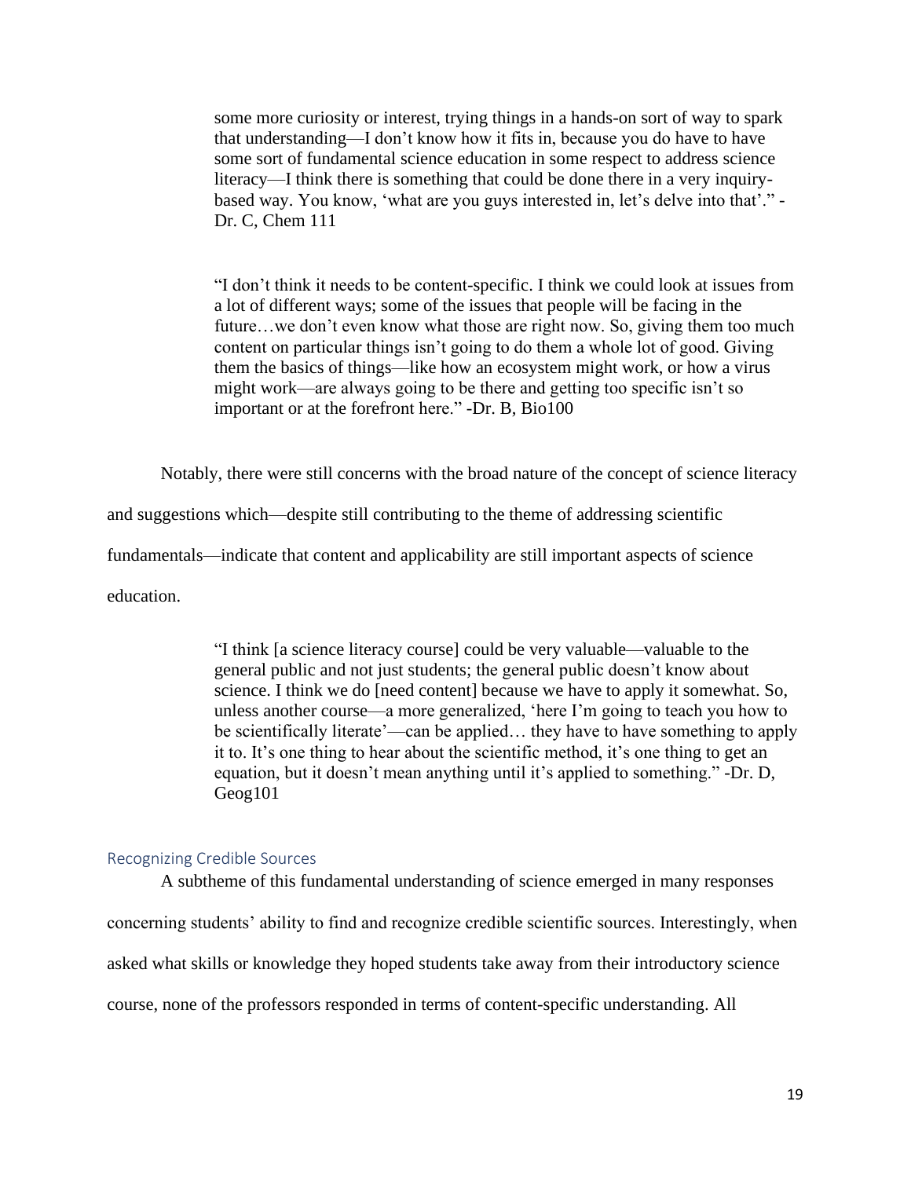> some more curiosity or interest, trying things in a hands-on sort of way to spark that understanding—I don't know how it fits in, because you do have to have some sort of fundamental science education in some respect to address science literacy—I think there is something that could be done there in a very inquiry-based way. You know, 'what are you guys interested in, let's delve into that'." -Dr. C, Chem 111

> "I don't think it needs to be content-specific. I think we could look at issues from a lot of different ways; some of the issues that people will be facing in the future…we don't even know what those are right now. So, giving them too much content on particular things isn't going to do them a whole lot of good. Giving them the basics of things—like how an ecosystem might work, or how a virus might work—are always going to be there and getting too specific isn't so important or at the forefront here." -Dr. B, Bio100

Notably, there were still concerns with the broad nature of the concept of science literacy and suggestions which—despite still contributing to the theme of addressing scientific fundamentals—indicate that content and applicability are still important aspects of science education.

> "I think [a science literacy course] could be very valuable—valuable to the general public and not just students; the general public doesn't know about science. I think we do [need content] because we have to apply it somewhat. So, unless another course—a more generalized, 'here I'm going to teach you how to be scientifically literate'—can be applied… they have to have something to apply it to. It's one thing to hear about the scientific method, it's one thing to get an equation, but it doesn't mean anything until it's applied to something." -Dr. D, Geog101

### Recognizing Credible Sources

A subtheme of this fundamental understanding of science emerged in many responses concerning students' ability to find and recognize credible scientific sources. Interestingly, when asked what skills or knowledge they hoped students take away from their introductory science course, none of the professors responded in terms of content-specific understanding. All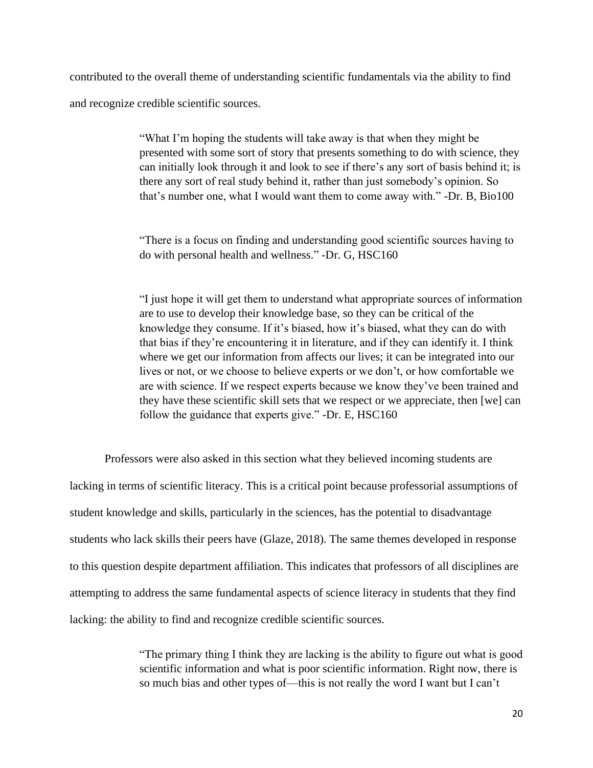contributed to the overall theme of understanding scientific fundamentals via the ability to find and recognize credible scientific sources.

> "What I'm hoping the students will take away is that when they might be presented with some sort of story that presents something to do with science, they can initially look through it and look to see if there's any sort of basis behind it; is there any sort of real study behind it, rather than just somebody's opinion. So that's number one, what I would want them to come away with." -Dr. B, Bio100

> "There is a focus on finding and understanding good scientific sources having to do with personal health and wellness." -Dr. G, HSC160

> "I just hope it will get them to understand what appropriate sources of information are to use to develop their knowledge base, so they can be critical of the knowledge they consume. If it's biased, how it's biased, what they can do with that bias if they're encountering it in literature, and if they can identify it. I think where we get our information from affects our lives; it can be integrated into our lives or not, or we choose to believe experts or we don't, or how comfortable we are with science. If we respect experts because we know they've been trained and they have these scientific skill sets that we respect or we appreciate, then [we] can follow the guidance that experts give." -Dr. E, HSC160

Professors were also asked in this section what they believed incoming students are lacking in terms of scientific literacy. This is a critical point because professorial assumptions of student knowledge and skills, particularly in the sciences, has the potential to disadvantage students who lack skills their peers have (Glaze, 2018). The same themes developed in response to this question despite department affiliation. This indicates that professors of all disciplines are attempting to address the same fundamental aspects of science literacy in students that they find lacking: the ability to find and recognize credible scientific sources.

> "The primary thing I think they are lacking is the ability to figure out what is good scientific information and what is poor scientific information. Right now, there is so much bias and other types of—this is not really the word I want but I can't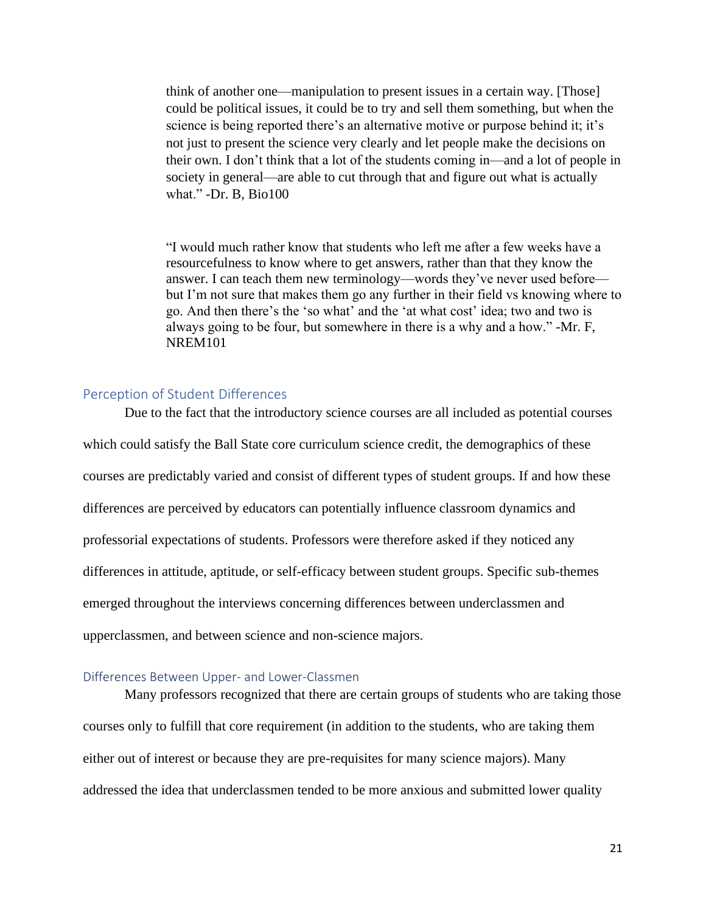> think of another one—manipulation to present issues in a certain way. [Those] could be political issues, it could be to try and sell them something, but when the science is being reported there's an alternative motive or purpose behind it; it's not just to present the science very clearly and let people make the decisions on their own. I don't think that a lot of the students coming in—and a lot of people in society in general—are able to cut through that and figure out what is actually what." -Dr. B, Bio100

> "I would much rather know that students who left me after a few weeks have a resourcefulness to know where to get answers, rather than that they know the answer. I can teach them new terminology—words they've never used before—but I'm not sure that makes them go any further in their field vs knowing where to go. And then there's the 'so what' and the 'at what cost' idea; two and two is always going to be four, but somewhere in there is a why and a how." -Mr. F, NREM101

## Perception of Student Differences

Due to the fact that the introductory science courses are all included as potential courses which could satisfy the Ball State core curriculum science credit, the demographics of these courses are predictably varied and consist of different types of student groups. If and how these differences are perceived by educators can potentially influence classroom dynamics and professorial expectations of students. Professors were therefore asked if they noticed any differences in attitude, aptitude, or self-efficacy between student groups. Specific sub-themes emerged throughout the interviews concerning differences between underclassmen and upperclassmen, and between science and non-science majors.

### Differences Between Upper- and Lower-Classmen

Many professors recognized that there are certain groups of students who are taking those courses only to fulfill that core requirement (in addition to the students, who are taking them either out of interest or because they are pre-requisites for many science majors). Many addressed the idea that underclassmen tended to be more anxious and submitted lower quality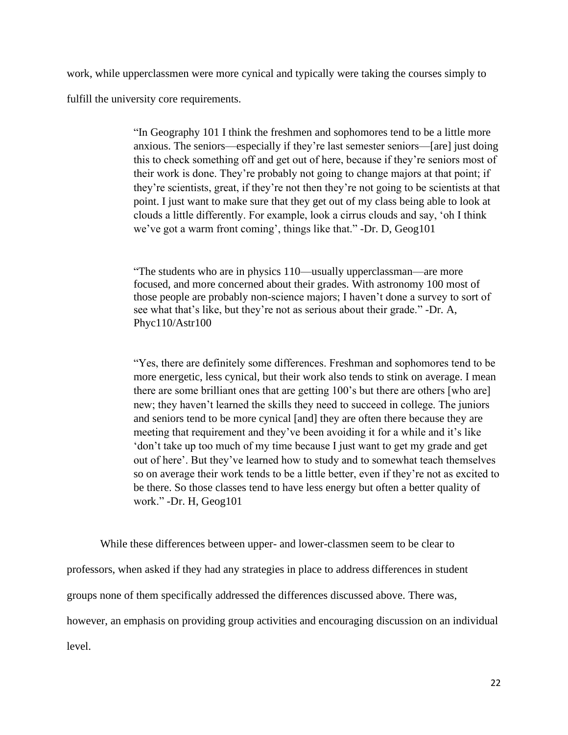work, while upperclassmen were more cynical and typically were taking the courses simply to fulfill the university core requirements.

> "In Geography 101 I think the freshmen and sophomores tend to be a little more anxious. The seniors—especially if they're last semester seniors—[are] just doing this to check something off and get out of here, because if they're seniors most of their work is done. They're probably not going to change majors at that point; if they're scientists, great, if they're not then they're not going to be scientists at that point. I just want to make sure that they get out of my class being able to look at clouds a little differently. For example, look a cirrus clouds and say, 'oh I think we've got a warm front coming', things like that." -Dr. D, Geog101

> "The students who are in physics 110—usually upperclassman—are more focused, and more concerned about their grades. With astronomy 100 most of those people are probably non-science majors; I haven't done a survey to sort of see what that's like, but they're not as serious about their grade." -Dr. A, Phyc110/Astr100

> "Yes, there are definitely some differences. Freshman and sophomores tend to be more energetic, less cynical, but their work also tends to stink on average. I mean there are some brilliant ones that are getting 100's but there are others [who are] new; they haven't learned the skills they need to succeed in college. The juniors and seniors tend to be more cynical [and] they are often there because they are meeting that requirement and they've been avoiding it for a while and it's like 'don't take up too much of my time because I just want to get my grade and get out of here'. But they've learned how to study and to somewhat teach themselves so on average their work tends to be a little better, even if they're not as excited to be there. So those classes tend to have less energy but often a better quality of work." -Dr. H, Geog101

While these differences between upper- and lower-classmen seem to be clear to professors, when asked if they had any strategies in place to address differences in student groups none of them specifically addressed the differences discussed above. There was, however, an emphasis on providing group activities and encouraging discussion on an individual level.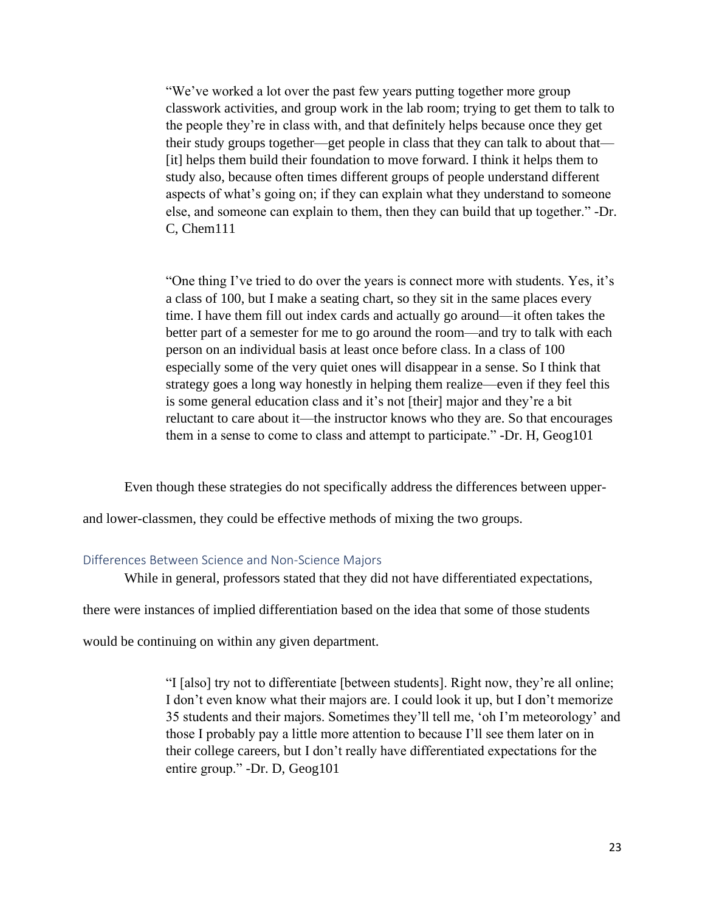> "We've worked a lot over the past few years putting together more group classwork activities, and group work in the lab room; trying to get them to talk to the people they're in class with, and that definitely helps because once they get their study groups together—get people in class that they can talk to about that—[it] helps them build their foundation to move forward. I think it helps them to study also, because often times different groups of people understand different aspects of what's going on; if they can explain what they understand to someone else, and someone can explain to them, then they can build that up together." -Dr. C, Chem111

> "One thing I've tried to do over the years is connect more with students. Yes, it's a class of 100, but I make a seating chart, so they sit in the same places every time. I have them fill out index cards and actually go around—it often takes the better part of a semester for me to go around the room—and try to talk with each person on an individual basis at least once before class. In a class of 100 especially some of the very quiet ones will disappear in a sense. So I think that strategy goes a long way honestly in helping them realize—even if they feel this is some general education class and it's not [their] major and they're a bit reluctant to care about it—the instructor knows who they are. So that encourages them in a sense to come to class and attempt to participate." -Dr. H, Geog101

Even though these strategies do not specifically address the differences between upper- and lower-classmen, they could be effective methods of mixing the two groups.

### Differences Between Science and Non-Science Majors

While in general, professors stated that they did not have differentiated expectations, there were instances of implied differentiation based on the idea that some of those students would be continuing on within any given department.

> "I [also] try not to differentiate [between students]. Right now, they're all online; I don't even know what their majors are. I could look it up, but I don't memorize 35 students and their majors. Sometimes they'll tell me, 'oh I'm meteorology' and those I probably pay a little more attention to because I'll see them later on in their college careers, but I don't really have differentiated expectations for the entire group." -Dr. D, Geog101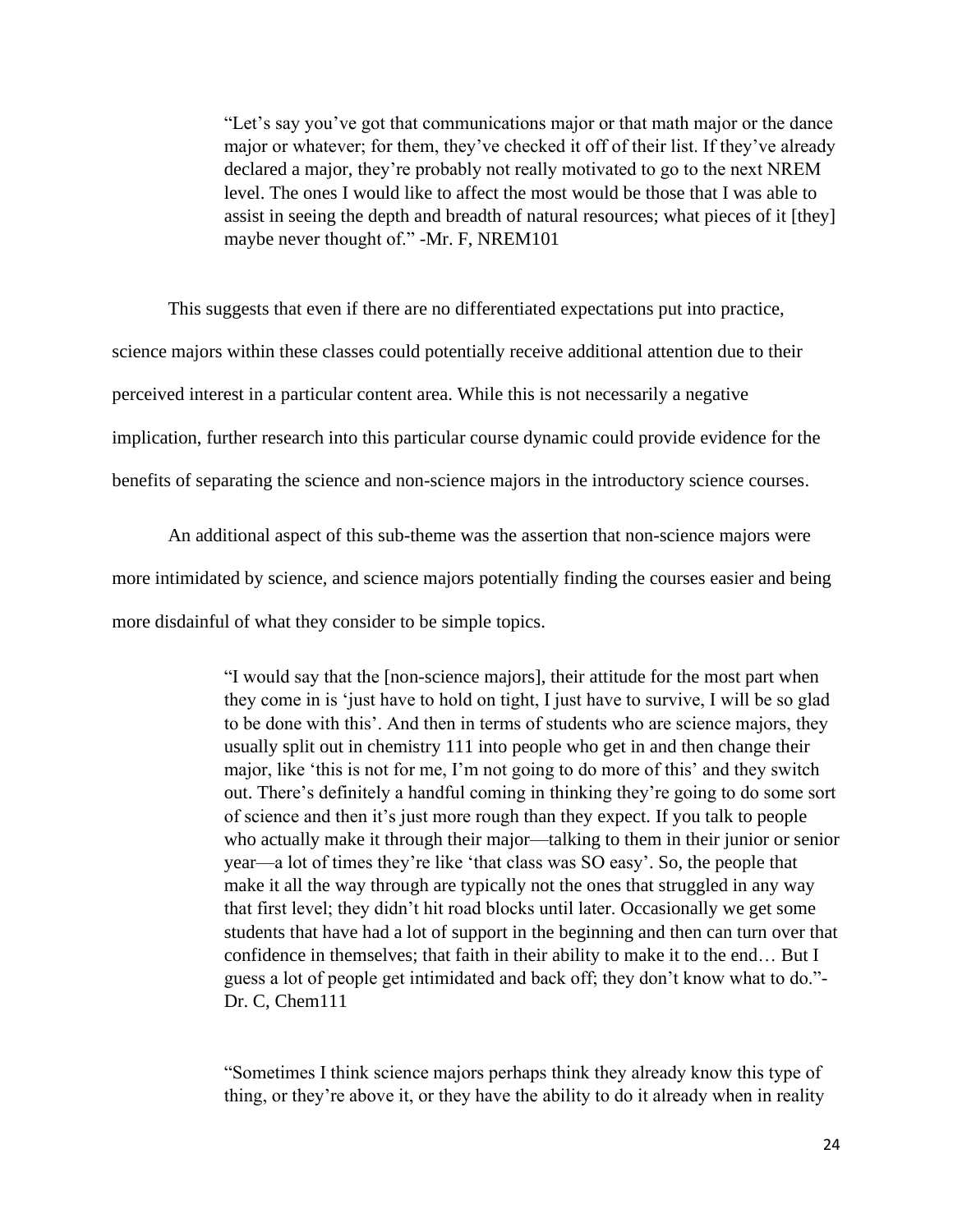> "Let's say you've got that communications major or that math major or the dance major or whatever; for them, they've checked it off of their list. If they've already declared a major, they're probably not really motivated to go to the next NREM level. The ones I would like to affect the most would be those that I was able to assist in seeing the depth and breadth of natural resources; what pieces of it [they] maybe never thought of." -Mr. F, NREM101

This suggests that even if there are no differentiated expectations put into practice, science majors within these classes could potentially receive additional attention due to their perceived interest in a particular content area. While this is not necessarily a negative implication, further research into this particular course dynamic could provide evidence for the benefits of separating the science and non-science majors in the introductory science courses.

An additional aspect of this sub-theme was the assertion that non-science majors were more intimidated by science, and science majors potentially finding the courses easier and being more disdainful of what they consider to be simple topics.

> "I would say that the [non-science majors], their attitude for the most part when they come in is 'just have to hold on tight, I just have to survive, I will be so glad to be done with this'. And then in terms of students who are science majors, they usually split out in chemistry 111 into people who get in and then change their major, like 'this is not for me, I'm not going to do more of this' and they switch out. There's definitely a handful coming in thinking they're going to do some sort of science and then it's just more rough than they expect. If you talk to people who actually make it through their major—talking to them in their junior or senior year—a lot of times they're like 'that class was SO easy'. So, the people that make it all the way through are typically not the ones that struggled in any way that first level; they didn't hit road blocks until later. Occasionally we get some students that have had a lot of support in the beginning and then can turn over that confidence in themselves; that faith in their ability to make it to the end… But I guess a lot of people get intimidated and back off; they don't know what to do."- Dr. C, Chem111

> "Sometimes I think science majors perhaps think they already know this type of thing, or they're above it, or they have the ability to do it already when in reality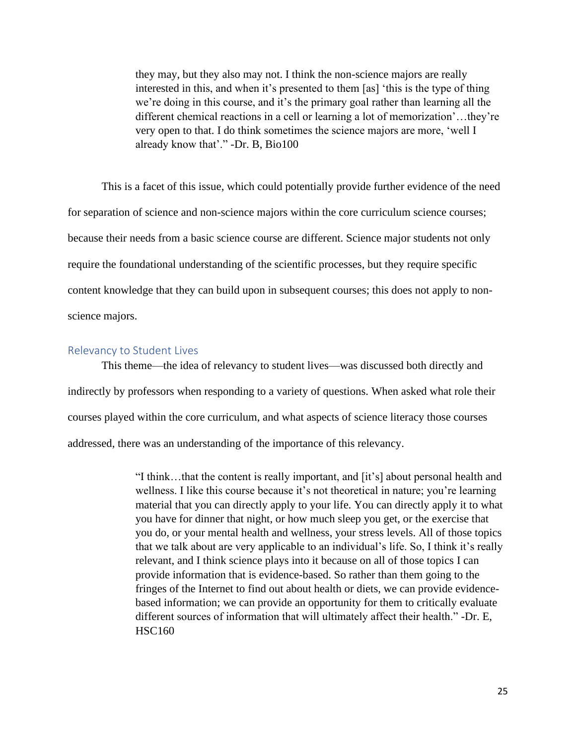> they may, but they also may not. I think the non-science majors are really interested in this, and when it's presented to them [as] 'this is the type of thing we're doing in this course, and it's the primary goal rather than learning all the different chemical reactions in a cell or learning a lot of memorization'…they're very open to that. I do think sometimes the science majors are more, 'well I already know that'." -Dr. B, Bio100

This is a facet of this issue, which could potentially provide further evidence of the need for separation of science and non-science majors within the core curriculum science courses; because their needs from a basic science course are different. Science major students not only require the foundational understanding of the scientific processes, but they require specific content knowledge that they can build upon in subsequent courses; this does not apply to non-science majors.

### Relevancy to Student Lives

This theme—the idea of relevancy to student lives—was discussed both directly and indirectly by professors when responding to a variety of questions. When asked what role their courses played within the core curriculum, and what aspects of science literacy those courses addressed, there was an understanding of the importance of this relevancy.

> "I think…that the content is really important, and [it's] about personal health and wellness. I like this course because it's not theoretical in nature; you're learning material that you can directly apply to your life. You can directly apply it to what you have for dinner that night, or how much sleep you get, or the exercise that you do, or your mental health and wellness, your stress levels. All of those topics that we talk about are very applicable to an individual's life. So, I think it's really relevant, and I think science plays into it because on all of those topics I can provide information that is evidence-based. So rather than them going to the fringes of the Internet to find out about health or diets, we can provide evidence-based information; we can provide an opportunity for them to critically evaluate different sources of information that will ultimately affect their health." -Dr. E, HSC160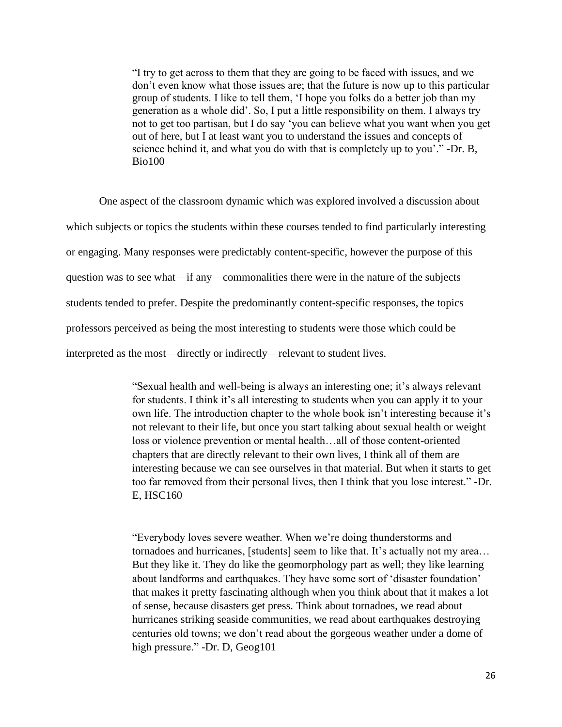> "I try to get across to them that they are going to be faced with issues, and we don't even know what those issues are; that the future is now up to this particular group of students. I like to tell them, 'I hope you folks do a better job than my generation as a whole did'. So, I put a little responsibility on them. I always try not to get too partisan, but I do say 'you can believe what you want when you get out of here, but I at least want you to understand the issues and concepts of science behind it, and what you do with that is completely up to you'." -Dr. B, Bio100

One aspect of the classroom dynamic which was explored involved a discussion about which subjects or topics the students within these courses tended to find particularly interesting or engaging. Many responses were predictably content-specific, however the purpose of this question was to see what—if any—commonalities there were in the nature of the subjects students tended to prefer. Despite the predominantly content-specific responses, the topics professors perceived as being the most interesting to students were those which could be interpreted as the most—directly or indirectly—relevant to student lives.

> "Sexual health and well-being is always an interesting one; it's always relevant for students. I think it's all interesting to students when you can apply it to your own life. The introduction chapter to the whole book isn't interesting because it's not relevant to their life, but once you start talking about sexual health or weight loss or violence prevention or mental health…all of those content-oriented chapters that are directly relevant to their own lives, I think all of them are interesting because we can see ourselves in that material. But when it starts to get too far removed from their personal lives, then I think that you lose interest." -Dr. E, HSC160

> "Everybody loves severe weather. When we're doing thunderstorms and tornadoes and hurricanes, [students] seem to like that. It's actually not my area… But they like it. They do like the geomorphology part as well; they like learning about landforms and earthquakes. They have some sort of 'disaster foundation' that makes it pretty fascinating although when you think about that it makes a lot of sense, because disasters get press. Think about tornadoes, we read about hurricanes striking seaside communities, we read about earthquakes destroying centuries old towns; we don't read about the gorgeous weather under a dome of high pressure." -Dr. D, Geog101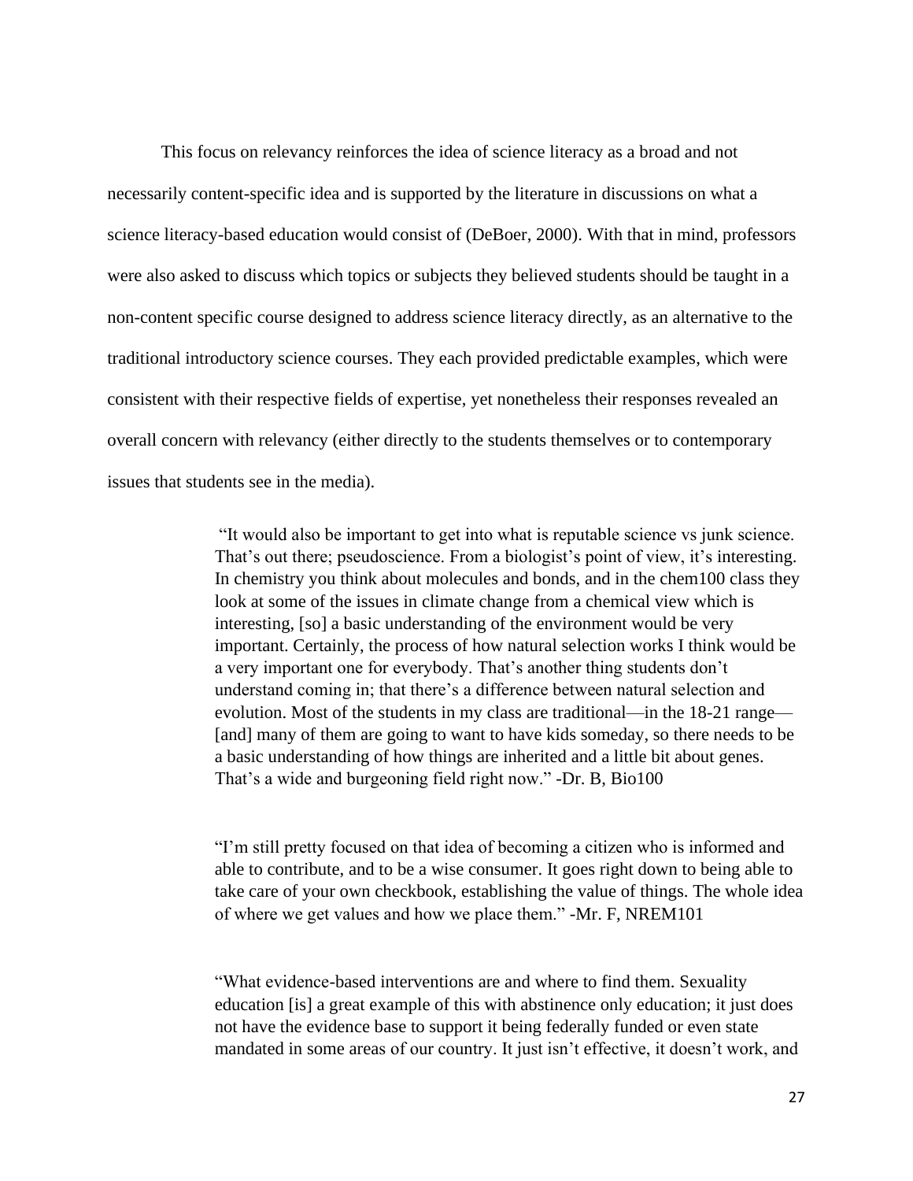This focus on relevancy reinforces the idea of science literacy as a broad and not necessarily content-specific idea and is supported by the literature in discussions on what a science literacy-based education would consist of (DeBoer, 2000). With that in mind, professors were also asked to discuss which topics or subjects they believed students should be taught in a non-content specific course designed to address science literacy directly, as an alternative to the traditional introductory science courses. They each provided predictable examples, which were consistent with their respective fields of expertise, yet nonetheless their responses revealed an overall concern with relevancy (either directly to the students themselves or to contemporary issues that students see in the media).

> "It would also be important to get into what is reputable science vs junk science. That's out there; pseudoscience. From a biologist's point of view, it's interesting. In chemistry you think about molecules and bonds, and in the chem100 class they look at some of the issues in climate change from a chemical view which is interesting, [so] a basic understanding of the environment would be very important. Certainly, the process of how natural selection works I think would be a very important one for everybody. That's another thing students don't understand coming in; that there's a difference between natural selection and evolution. Most of the students in my class are traditional—in the 18-21 range—[and] many of them are going to want to have kids someday, so there needs to be a basic understanding of how things are inherited and a little bit about genes. That's a wide and burgeoning field right now." -Dr. B, Bio100

> "I'm still pretty focused on that idea of becoming a citizen who is informed and able to contribute, and to be a wise consumer. It goes right down to being able to take care of your own checkbook, establishing the value of things. The whole idea of where we get values and how we place them." -Mr. F, NREM101

> "What evidence-based interventions are and where to find them. Sexuality education [is] a great example of this with abstinence only education; it just does not have the evidence base to support it being federally funded or even state mandated in some areas of our country. It just isn't effective, it doesn't work, and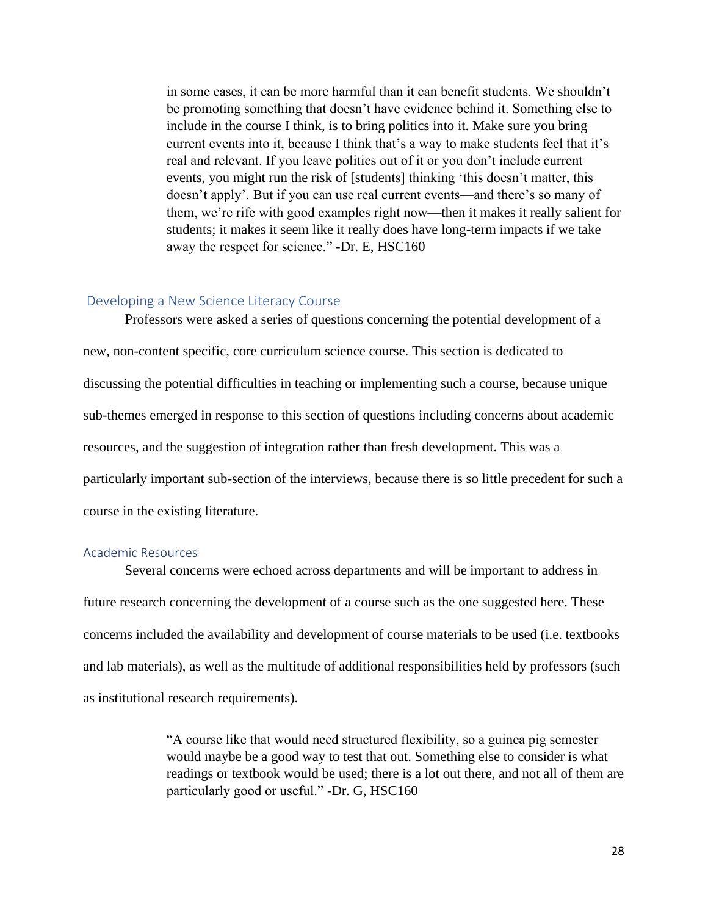> in some cases, it can be more harmful than it can benefit students. We shouldn't be promoting something that doesn't have evidence behind it. Something else to include in the course I think, is to bring politics into it. Make sure you bring current events into it, because I think that's a way to make students feel that it's real and relevant. If you leave politics out of it or you don't include current events, you might run the risk of [students] thinking 'this doesn't matter, this doesn't apply'. But if you can use real current events—and there's so many of them, we're rife with good examples right now—then it makes it really salient for students; it makes it seem like it really does have long-term impacts if we take away the respect for science." -Dr. E, HSC160

## Developing a New Science Literacy Course

Professors were asked a series of questions concerning the potential development of a new, non-content specific, core curriculum science course. This section is dedicated to discussing the potential difficulties in teaching or implementing such a course, because unique sub-themes emerged in response to this section of questions including concerns about academic resources, and the suggestion of integration rather than fresh development. This was a particularly important sub-section of the interviews, because there is so little precedent for such a course in the existing literature.

### Academic Resources

Several concerns were echoed across departments and will be important to address in future research concerning the development of a course such as the one suggested here. These concerns included the availability and development of course materials to be used (i.e. textbooks and lab materials), as well as the multitude of additional responsibilities held by professors (such as institutional research requirements).

> "A course like that would need structured flexibility, so a guinea pig semester would maybe be a good way to test that out. Something else to consider is what readings or textbook would be used; there is a lot out there, and not all of them are particularly good or useful." -Dr. G, HSC160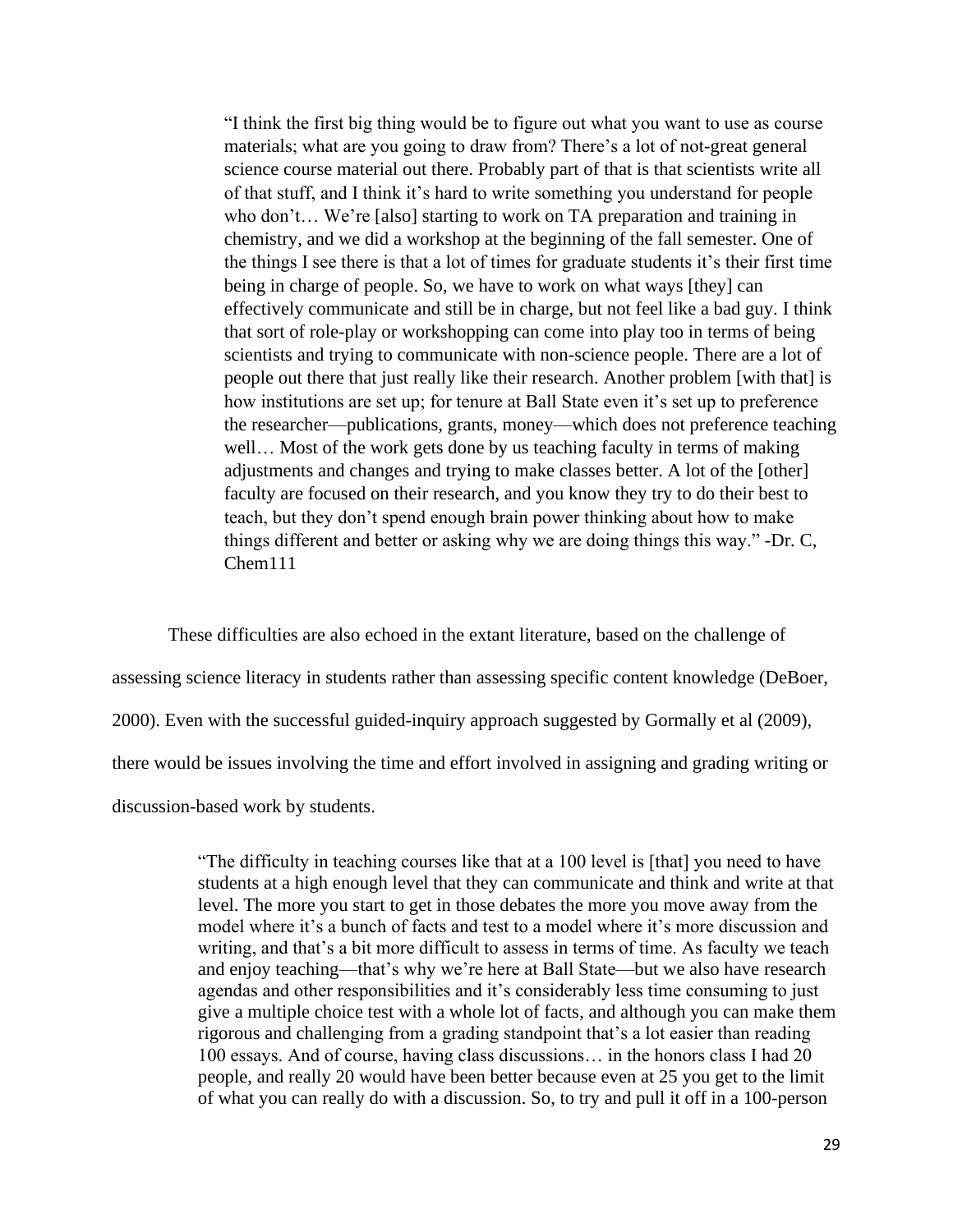> "I think the first big thing would be to figure out what you want to use as course materials; what are you going to draw from? There's a lot of not-great general science course material out there. Probably part of that is that scientists write all of that stuff, and I think it's hard to write something you understand for people who don't… We're [also] starting to work on TA preparation and training in chemistry, and we did a workshop at the beginning of the fall semester. One of the things I see there is that a lot of times for graduate students it's their first time being in charge of people. So, we have to work on what ways [they] can effectively communicate and still be in charge, but not feel like a bad guy. I think that sort of role-play or workshopping can come into play too in terms of being scientists and trying to communicate with non-science people. There are a lot of people out there that just really like their research. Another problem [with that] is how institutions are set up; for tenure at Ball State even it's set up to preference the researcher—publications, grants, money—which does not preference teaching well… Most of the work gets done by us teaching faculty in terms of making adjustments and changes and trying to make classes better. A lot of the [other] faculty are focused on their research, and you know they try to do their best to teach, but they don't spend enough brain power thinking about how to make things different and better or asking why we are doing things this way." -Dr. C, Chem111

These difficulties are also echoed in the extant literature, based on the challenge of assessing science literacy in students rather than assessing specific content knowledge (DeBoer, 2000). Even with the successful guided-inquiry approach suggested by Gormally et al (2009), there would be issues involving the time and effort involved in assigning and grading writing or discussion-based work by students.

> "The difficulty in teaching courses like that at a 100 level is [that] you need to have students at a high enough level that they can communicate and think and write at that level. The more you start to get in those debates the more you move away from the model where it's a bunch of facts and test to a model where it's more discussion and writing, and that's a bit more difficult to assess in terms of time. As faculty we teach and enjoy teaching—that's why we're here at Ball State—but we also have research agendas and other responsibilities and it's considerably less time consuming to just give a multiple choice test with a whole lot of facts, and although you can make them rigorous and challenging from a grading standpoint that's a lot easier than reading 100 essays. And of course, having class discussions… in the honors class I had 20 people, and really 20 would have been better because even at 25 you get to the limit of what you can really do with a discussion. So, to try and pull it off in a 100-person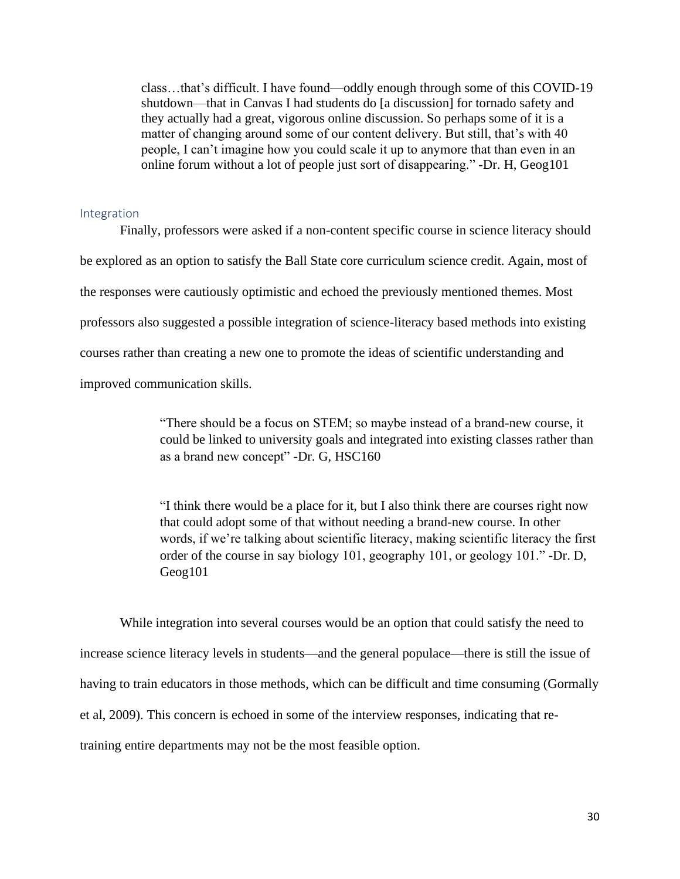> class…that's difficult. I have found—oddly enough through some of this COVID-19 shutdown—that in Canvas I had students do [a discussion] for tornado safety and they actually had a great, vigorous online discussion. So perhaps some of it is a matter of changing around some of our content delivery. But still, that's with 40 people, I can't imagine how you could scale it up to anymore that than even in an online forum without a lot of people just sort of disappearing." -Dr. H, Geog101

### Integration

Finally, professors were asked if a non-content specific course in science literacy should be explored as an option to satisfy the Ball State core curriculum science credit. Again, most of the responses were cautiously optimistic and echoed the previously mentioned themes. Most professors also suggested a possible integration of science-literacy based methods into existing courses rather than creating a new one to promote the ideas of scientific understanding and improved communication skills.

> "There should be a focus on STEM; so maybe instead of a brand-new course, it could be linked to university goals and integrated into existing classes rather than as a brand new concept" -Dr. G, HSC160

> "I think there would be a place for it, but I also think there are courses right now that could adopt some of that without needing a brand-new course. In other words, if we're talking about scientific literacy, making scientific literacy the first order of the course in say biology 101, geography 101, or geology 101." -Dr. D, Geog101

While integration into several courses would be an option that could satisfy the need to increase science literacy levels in students—and the general populace—there is still the issue of having to train educators in those methods, which can be difficult and time consuming (Gormally et al, 2009). This concern is echoed in some of the interview responses, indicating that re-training entire departments may not be the most feasible option.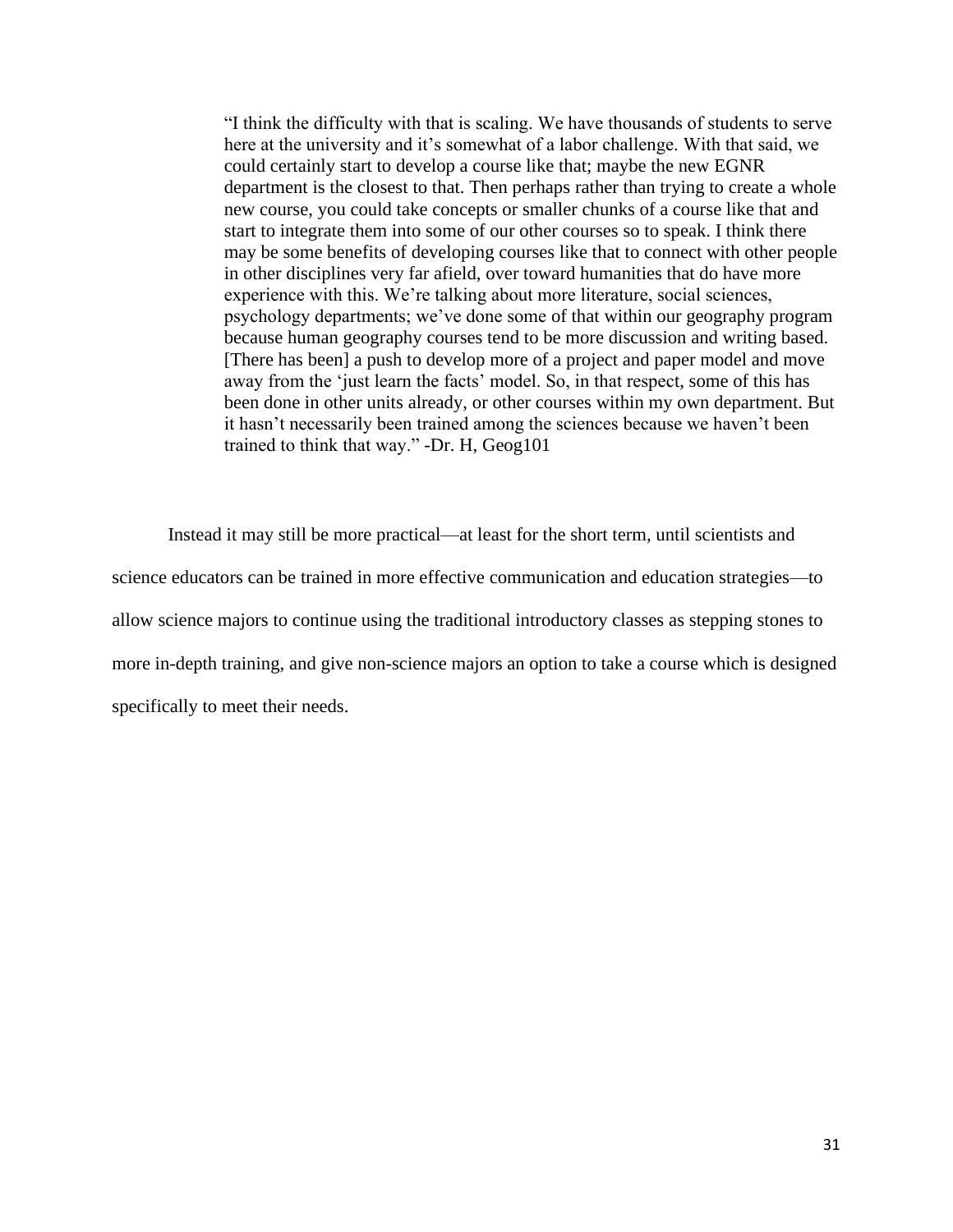> "I think the difficulty with that is scaling. We have thousands of students to serve here at the university and it's somewhat of a labor challenge. With that said, we could certainly start to develop a course like that; maybe the new EGNR department is the closest to that. Then perhaps rather than trying to create a whole new course, you could take concepts or smaller chunks of a course like that and start to integrate them into some of our other courses so to speak. I think there may be some benefits of developing courses like that to connect with other people in other disciplines very far afield, over toward humanities that do have more experience with this. We're talking about more literature, social sciences, psychology departments; we've done some of that within our geography program because human geography courses tend to be more discussion and writing based. [There has been] a push to develop more of a project and paper model and move away from the 'just learn the facts' model. So, in that respect, some of this has been done in other units already, or other courses within my own department. But it hasn't necessarily been trained among the sciences because we haven't been trained to think that way." -Dr. H, Geog101

Instead it may still be more practical—at least for the short term, until scientists and science educators can be trained in more effective communication and education strategies—to allow science majors to continue using the traditional introductory classes as stepping stones to more in-depth training, and give non-science majors an option to take a course which is designed specifically to meet their needs.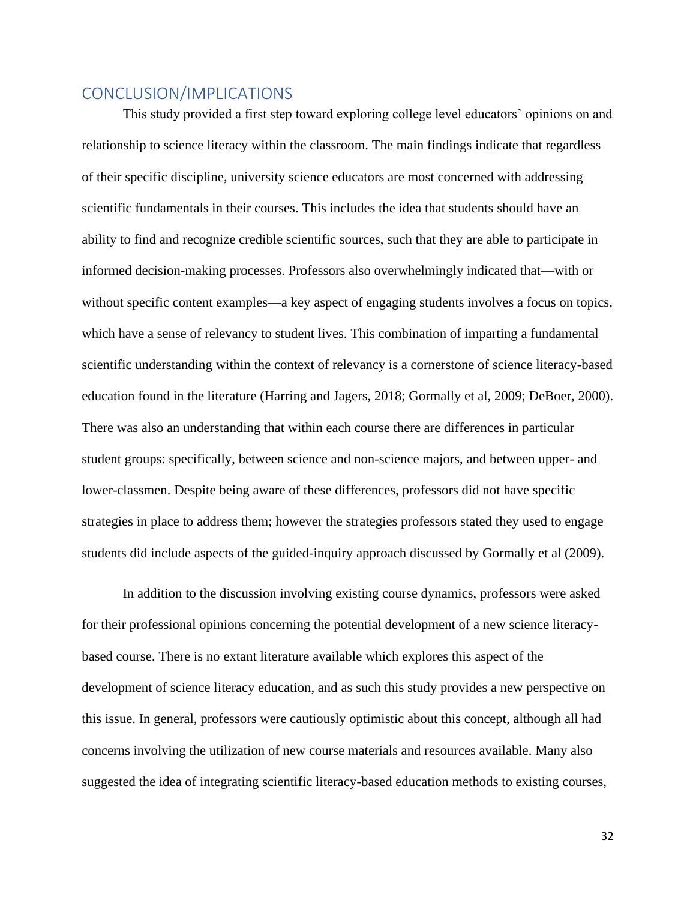## CONCLUSION/IMPLICATIONS

This study provided a first step toward exploring college level educators' opinions on and relationship to science literacy within the classroom. The main findings indicate that regardless of their specific discipline, university science educators are most concerned with addressing scientific fundamentals in their courses. This includes the idea that students should have an ability to find and recognize credible scientific sources, such that they are able to participate in informed decision-making processes. Professors also overwhelmingly indicated that—with or without specific content examples—a key aspect of engaging students involves a focus on topics, which have a sense of relevancy to student lives. This combination of imparting a fundamental scientific understanding within the context of relevancy is a cornerstone of science literacy-based education found in the literature (Harring and Jagers, 2018; Gormally et al, 2009; DeBoer, 2000). There was also an understanding that within each course there are differences in particular student groups: specifically, between science and non-science majors, and between upper- and lower-classmen. Despite being aware of these differences, professors did not have specific strategies in place to address them; however the strategies professors stated they used to engage students did include aspects of the guided-inquiry approach discussed by Gormally et al (2009).

In addition to the discussion involving existing course dynamics, professors were asked for their professional opinions concerning the potential development of a new science literacy-based course. There is no extant literature available which explores this aspect of the development of science literacy education, and as such this study provides a new perspective on this issue. In general, professors were cautiously optimistic about this concept, although all had concerns involving the utilization of new course materials and resources available. Many also suggested the idea of integrating scientific literacy-based education methods to existing courses,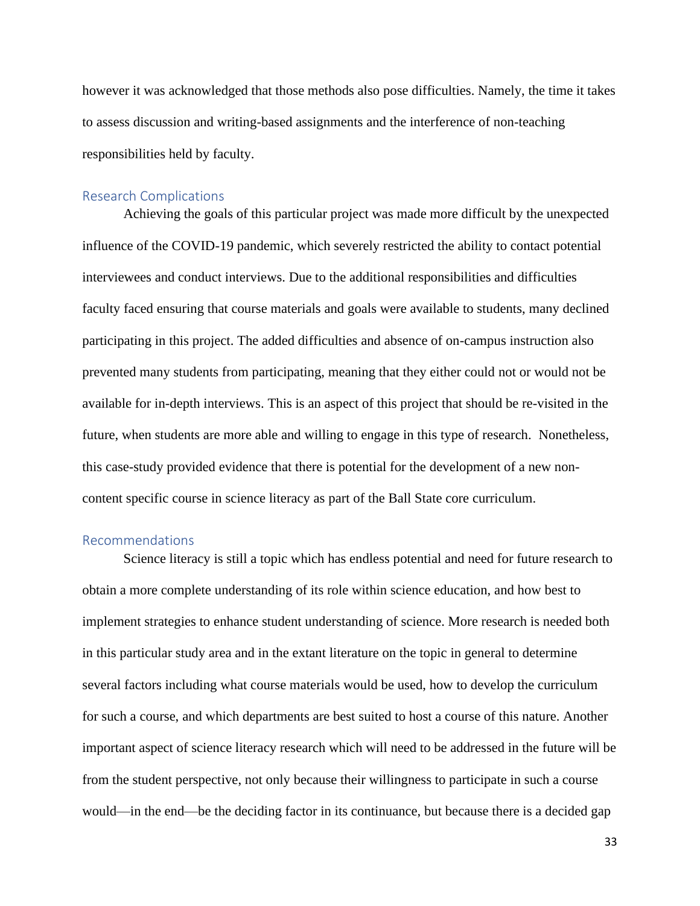however it was acknowledged that those methods also pose difficulties. Namely, the time it takes to assess discussion and writing-based assignments and the interference of non-teaching responsibilities held by faculty.

## Research Complications

Achieving the goals of this particular project was made more difficult by the unexpected influence of the COVID-19 pandemic, which severely restricted the ability to contact potential interviewees and conduct interviews. Due to the additional responsibilities and difficulties faculty faced ensuring that course materials and goals were available to students, many declined participating in this project. The added difficulties and absence of on-campus instruction also prevented many students from participating, meaning that they either could not or would not be available for in-depth interviews. This is an aspect of this project that should be re-visited in the future, when students are more able and willing to engage in this type of research.  Nonetheless, this case-study provided evidence that there is potential for the development of a new non-content specific course in science literacy as part of the Ball State core curriculum.

## Recommendations

Science literacy is still a topic which has endless potential and need for future research to obtain a more complete understanding of its role within science education, and how best to implement strategies to enhance student understanding of science. More research is needed both in this particular study area and in the extant literature on the topic in general to determine several factors including what course materials would be used, how to develop the curriculum for such a course, and which departments are best suited to host a course of this nature. Another important aspect of science literacy research which will need to be addressed in the future will be from the student perspective, not only because their willingness to participate in such a course would—in the end—be the deciding factor in its continuance, but because there is a decided gap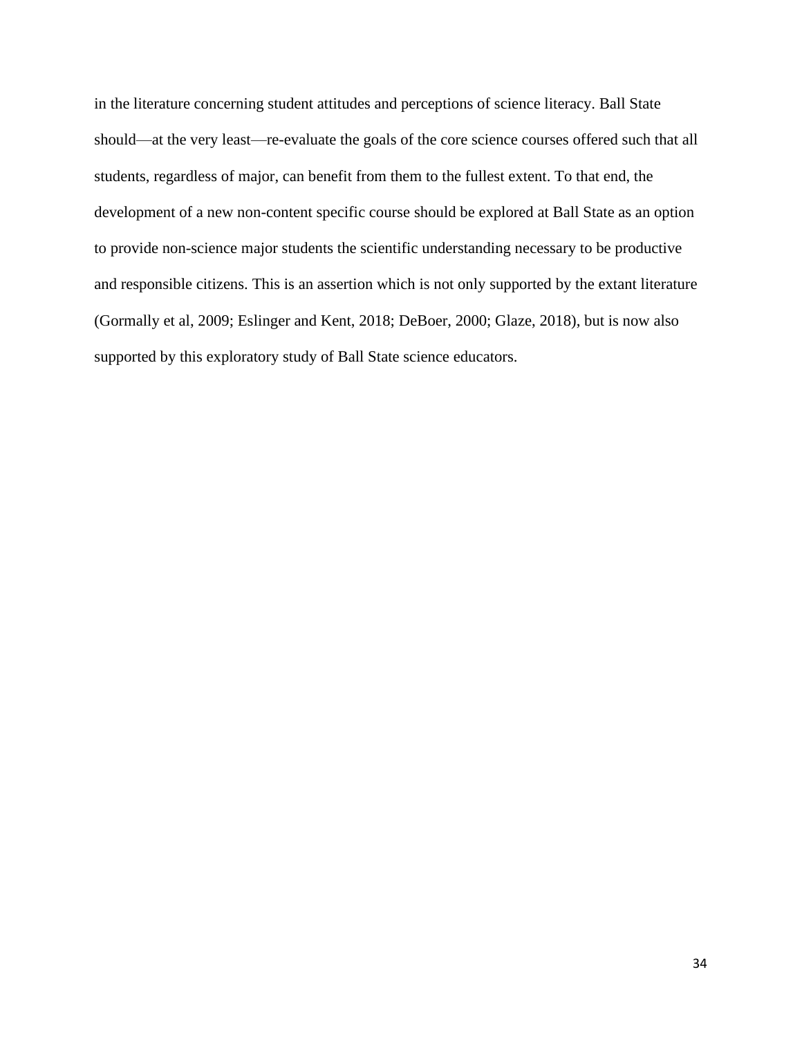in the literature concerning student attitudes and perceptions of science literacy. Ball State should—at the very least—re-evaluate the goals of the core science courses offered such that all students, regardless of major, can benefit from them to the fullest extent. To that end, the development of a new non-content specific course should be explored at Ball State as an option to provide non-science major students the scientific understanding necessary to be productive and responsible citizens. This is an assertion which is not only supported by the extant literature (Gormally et al, 2009; Eslinger and Kent, 2018; DeBoer, 2000; Glaze, 2018), but is now also supported by this exploratory study of Ball State science educators.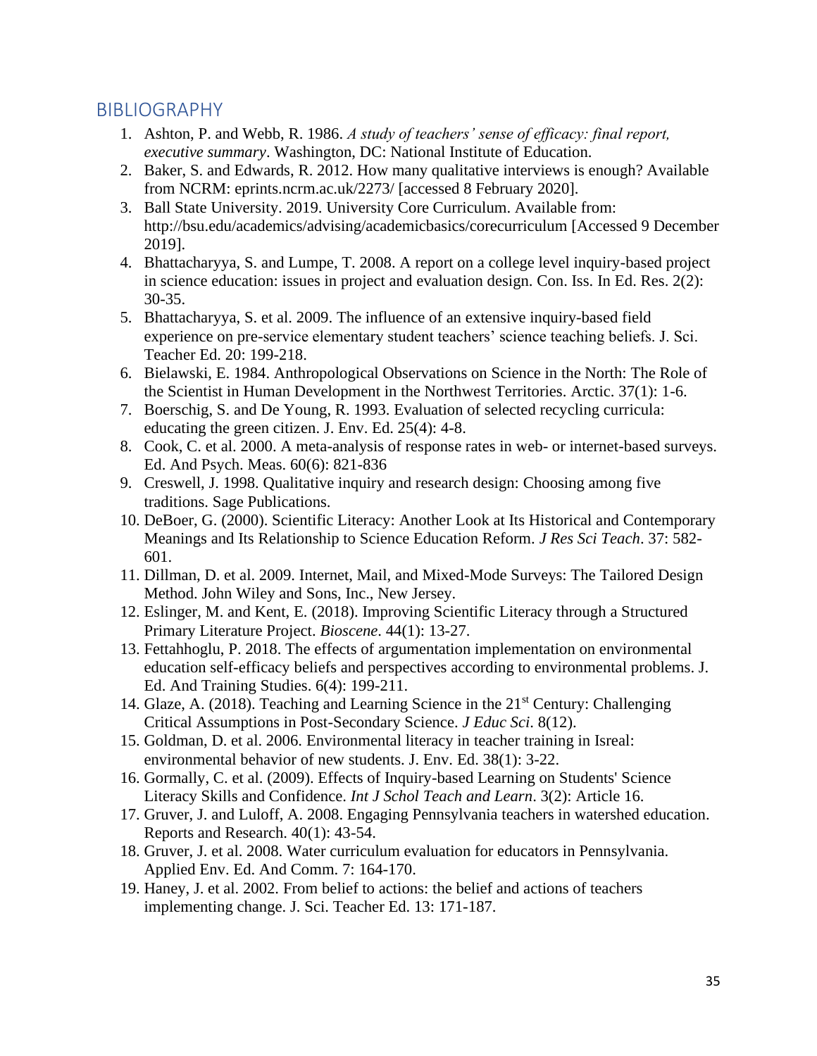## BIBLIOGRAPHY

1. Ashton, P. and Webb, R. 1986. *A study of teachers' sense of efficacy: final report, executive summary*. Washington, DC: National Institute of Education.
2. Baker, S. and Edwards, R. 2012. How many qualitative interviews is enough? Available from NCRM: eprints.ncrm.ac.uk/2273/ [accessed 8 February 2020].
3. Ball State University. 2019. University Core Curriculum. Available from: http://bsu.edu/academics/advising/academicbasics/corecurriculum [Accessed 9 December 2019].
4. Bhattacharyya, S. and Lumpe, T. 2008. A report on a college level inquiry-based project in science education: issues in project and evaluation design. Con. Iss. In Ed. Res. 2(2): 30-35.
5. Bhattacharyya, S. et al. 2009. The influence of an extensive inquiry-based field experience on pre-service elementary student teachers' science teaching beliefs. J. Sci. Teacher Ed. 20: 199-218.
6. Bielawski, E. 1984. Anthropological Observations on Science in the North: The Role of the Scientist in Human Development in the Northwest Territories. Arctic. 37(1): 1-6.
7. Boerschig, S. and De Young, R. 1993. Evaluation of selected recycling curricula: educating the green citizen. J. Env. Ed. 25(4): 4-8.
8. Cook, C. et al. 2000. A meta-analysis of response rates in web- or internet-based surveys. Ed. And Psych. Meas. 60(6): 821-836
9. Creswell, J. 1998. Qualitative inquiry and research design: Choosing among five traditions. Sage Publications.
10. DeBoer, G. (2000). Scientific Literacy: Another Look at Its Historical and Contemporary Meanings and Its Relationship to Science Education Reform. *J Res Sci Teach*. 37: 582-601.
11. Dillman, D. et al. 2009. Internet, Mail, and Mixed-Mode Surveys: The Tailored Design Method. John Wiley and Sons, Inc., New Jersey.
12. Eslinger, M. and Kent, E. (2018). Improving Scientific Literacy through a Structured Primary Literature Project. *Bioscene*. 44(1): 13-27.
13. Fettahhoglu, P. 2018. The effects of argumentation implementation on environmental education self-efficacy beliefs and perspectives according to environmental problems. J. Ed. And Training Studies. 6(4): 199-211.
14. Glaze, A. (2018). Teaching and Learning Science in the 21st Century: Challenging Critical Assumptions in Post-Secondary Science. *J Educ Sci*. 8(12).
15. Goldman, D. et al. 2006. Environmental literacy in teacher training in Isreal: environmental behavior of new students. J. Env. Ed. 38(1): 3-22.
16. Gormally, C. et al. (2009). Effects of Inquiry-based Learning on Students' Science Literacy Skills and Confidence. *Int J Schol Teach and Learn*. 3(2): Article 16.
17. Gruver, J. and Luloff, A. 2008. Engaging Pennsylvania teachers in watershed education. Reports and Research. 40(1): 43-54.
18. Gruver, J. et al. 2008. Water curriculum evaluation for educators in Pennsylvania. Applied Env. Ed. And Comm. 7: 164-170.
19. Haney, J. et al. 2002. From belief to actions: the belief and actions of teachers implementing change. J. Sci. Teacher Ed. 13: 171-187.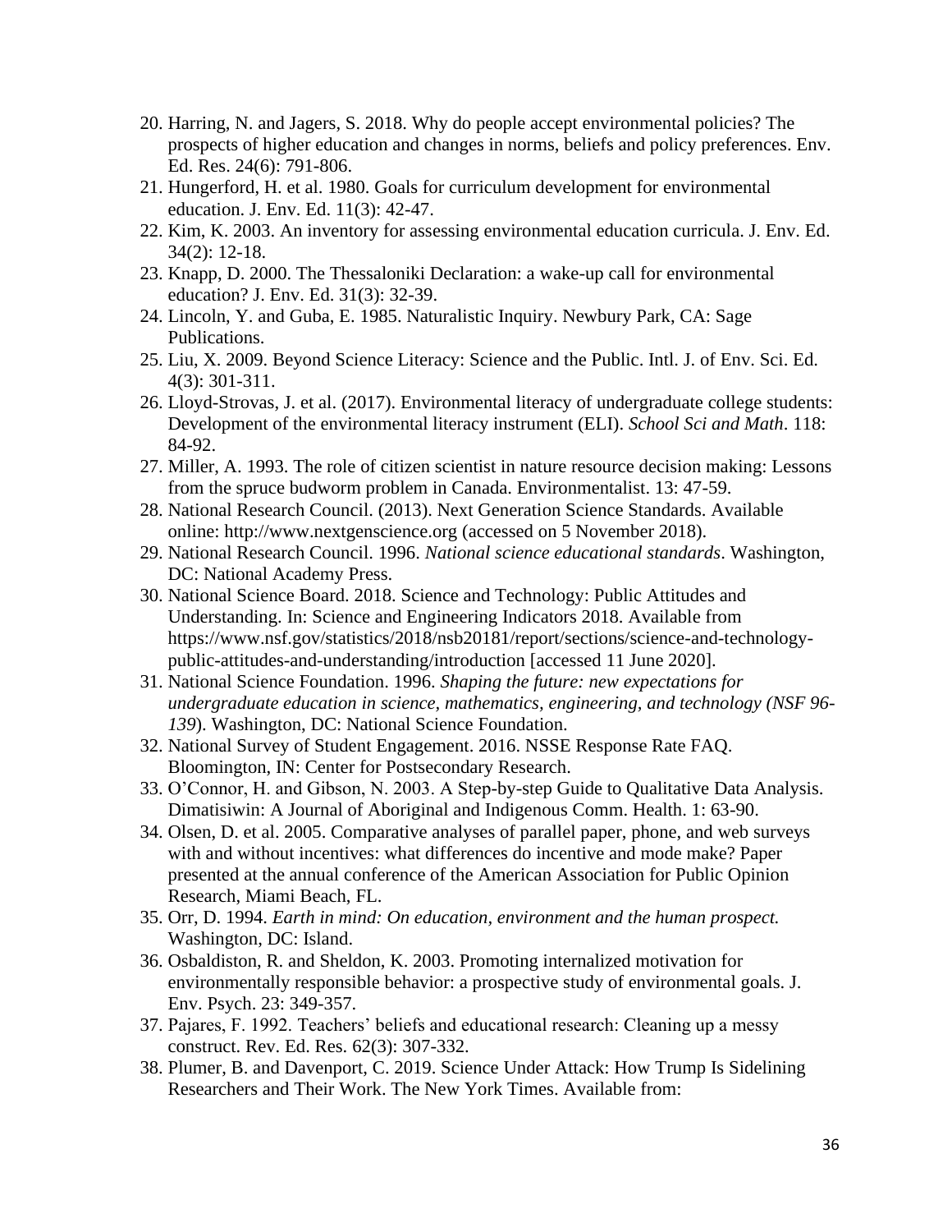20. Harring, N. and Jagers, S. 2018. Why do people accept environmental policies? The prospects of higher education and changes in norms, beliefs and policy preferences. Env. Ed. Res. 24(6): 791-806.
21. Hungerford, H. et al. 1980. Goals for curriculum development for environmental education. J. Env. Ed. 11(3): 42-47.
22. Kim, K. 2003. An inventory for assessing environmental education curricula. J. Env. Ed. 34(2): 12-18.
23. Knapp, D. 2000. The Thessaloniki Declaration: a wake-up call for environmental education? J. Env. Ed. 31(3): 32-39.
24. Lincoln, Y. and Guba, E. 1985. Naturalistic Inquiry. Newbury Park, CA: Sage Publications.
25. Liu, X. 2009. Beyond Science Literacy: Science and the Public. Intl. J. of Env. Sci. Ed. 4(3): 301-311.
26. Lloyd-Strovas, J. et al. (2017). Environmental literacy of undergraduate college students: Development of the environmental literacy instrument (ELI). *School Sci and Math*. 118: 84-92.
27. Miller, A. 1993. The role of citizen scientist in nature resource decision making: Lessons from the spruce budworm problem in Canada. Environmentalist. 13: 47-59.
28. National Research Council. (2013). Next Generation Science Standards. Available online: http://www.nextgenscience.org (accessed on 5 November 2018).
29. National Research Council. 1996. *National science educational standards*. Washington, DC: National Academy Press.
30. National Science Board. 2018. Science and Technology: Public Attitudes and Understanding. In: Science and Engineering Indicators 2018. Available from https://www.nsf.gov/statistics/2018/nsb20181/report/sections/science-and-technology-public-attitudes-and-understanding/introduction [accessed 11 June 2020].
31. National Science Foundation. 1996. *Shaping the future: new expectations for undergraduate education in science, mathematics, engineering, and technology (NSF 96-139*). Washington, DC: National Science Foundation.
32. National Survey of Student Engagement. 2016. NSSE Response Rate FAQ. Bloomington, IN: Center for Postsecondary Research.
33. O'Connor, H. and Gibson, N. 2003. A Step-by-step Guide to Qualitative Data Analysis. Dimatisiwin: A Journal of Aboriginal and Indigenous Comm. Health. 1: 63-90.
34. Olsen, D. et al. 2005. Comparative analyses of parallel paper, phone, and web surveys with and without incentives: what differences do incentive and mode make? Paper presented at the annual conference of the American Association for Public Opinion Research, Miami Beach, FL.
35. Orr, D. 1994. *Earth in mind: On education, environment and the human prospect.* Washington, DC: Island.
36. Osbaldiston, R. and Sheldon, K. 2003. Promoting internalized motivation for environmentally responsible behavior: a prospective study of environmental goals. J. Env. Psych. 23: 349-357.
37. Pajares, F. 1992. Teachers' beliefs and educational research: Cleaning up a messy construct. Rev. Ed. Res. 62(3): 307-332.
38. Plumer, B. and Davenport, C. 2019. Science Under Attack: How Trump Is Sidelining Researchers and Their Work. The New York Times. Available from: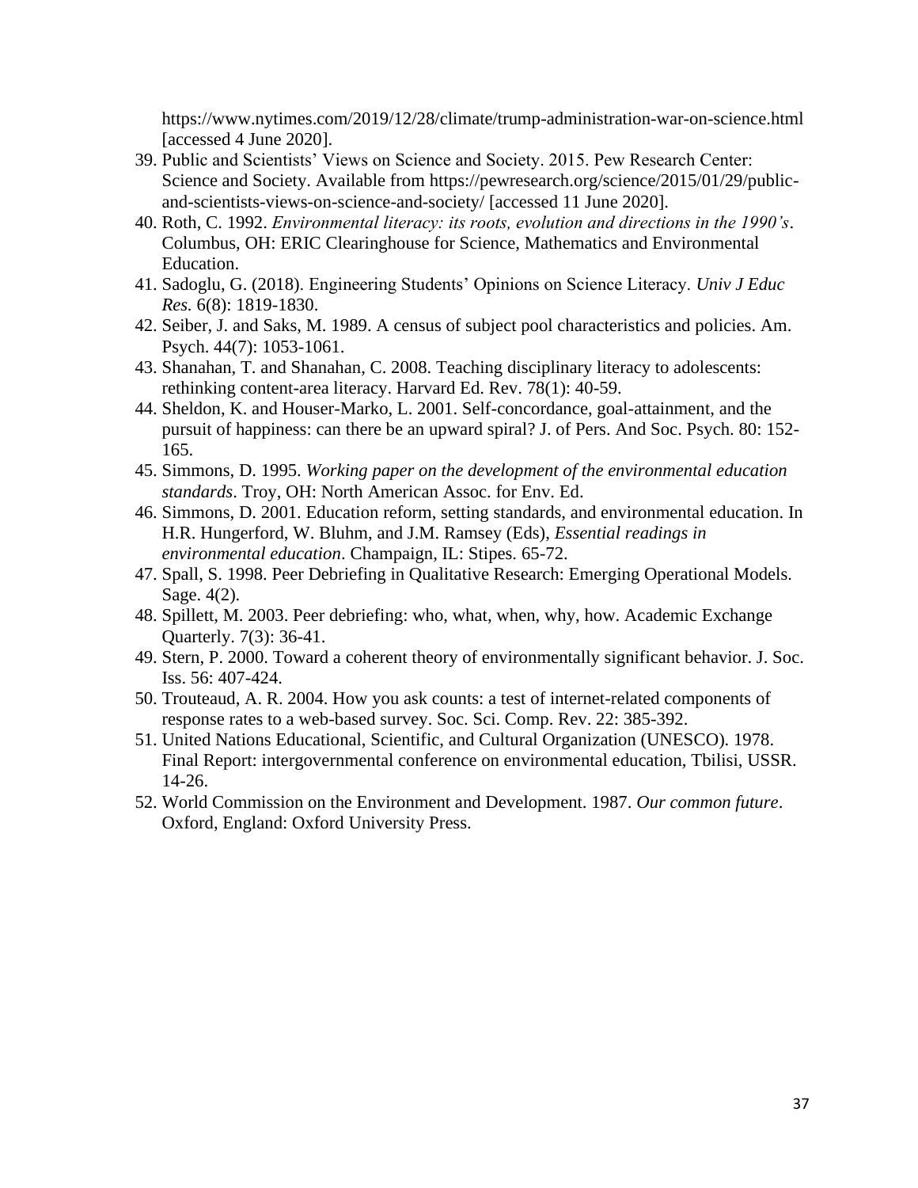https://www.nytimes.com/2019/12/28/climate/trump-administration-war-on-science.html [accessed 4 June 2020].

39. Public and Scientists' Views on Science and Society. 2015. Pew Research Center: Science and Society. Available from https://pewresearch.org/science/2015/01/29/public-and-scientists-views-on-science-and-society/ [accessed 11 June 2020].
40. Roth, C. 1992. *Environmental literacy: its roots, evolution and directions in the 1990's*. Columbus, OH: ERIC Clearinghouse for Science, Mathematics and Environmental Education.
41. Sadoglu, G. (2018). Engineering Students' Opinions on Science Literacy. *Univ J Educ Res.* 6(8): 1819-1830.
42. Seiber, J. and Saks, M. 1989. A census of subject pool characteristics and policies. Am. Psych. 44(7): 1053-1061.
43. Shanahan, T. and Shanahan, C. 2008. Teaching disciplinary literacy to adolescents: rethinking content-area literacy. Harvard Ed. Rev. 78(1): 40-59.
44. Sheldon, K. and Houser-Marko, L. 2001. Self-concordance, goal-attainment, and the pursuit of happiness: can there be an upward spiral? J. of Pers. And Soc. Psych. 80: 152-165.
45. Simmons, D. 1995. *Working paper on the development of the environmental education standards*. Troy, OH: North American Assoc. for Env. Ed.
46. Simmons, D. 2001. Education reform, setting standards, and environmental education. In H.R. Hungerford, W. Bluhm, and J.M. Ramsey (Eds), *Essential readings in environmental education*. Champaign, IL: Stipes. 65-72.
47. Spall, S. 1998. Peer Debriefing in Qualitative Research: Emerging Operational Models. Sage. 4(2).
48. Spillett, M. 2003. Peer debriefing: who, what, when, why, how. Academic Exchange Quarterly. 7(3): 36-41.
49. Stern, P. 2000. Toward a coherent theory of environmentally significant behavior. J. Soc. Iss. 56: 407-424.
50. Trouteaud, A. R. 2004. How you ask counts: a test of internet-related components of response rates to a web-based survey. Soc. Sci. Comp. Rev. 22: 385-392.
51. United Nations Educational, Scientific, and Cultural Organization (UNESCO). 1978. Final Report: intergovernmental conference on environmental education, Tbilisi, USSR. 14-26.
52. World Commission on the Environment and Development. 1987. *Our common future*. Oxford, England: Oxford University Press.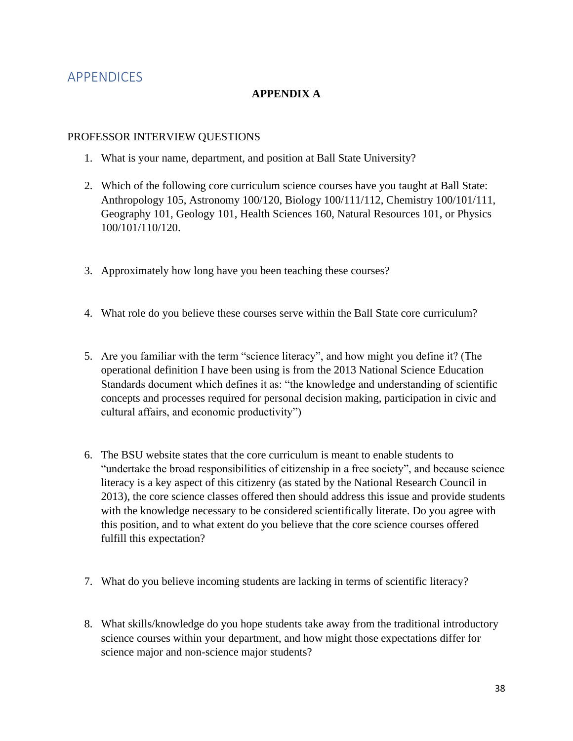# APPENDICES

## APPENDIX A

PROFESSOR INTERVIEW QUESTIONS

1. What is your name, department, and position at Ball State University?
2. Which of the following core curriculum science courses have you taught at Ball State: Anthropology 105, Astronomy 100/120, Biology 100/111/112, Chemistry 100/101/111, Geography 101, Geology 101, Health Sciences 160, Natural Resources 101, or Physics 100/101/110/120.
3. Approximately how long have you been teaching these courses?
4. What role do you believe these courses serve within the Ball State core curriculum?
5. Are you familiar with the term "science literacy", and how might you define it? (The operational definition I have been using is from the 2013 National Science Education Standards document which defines it as: "the knowledge and understanding of scientific concepts and processes required for personal decision making, participation in civic and cultural affairs, and economic productivity")
6. The BSU website states that the core curriculum is meant to enable students to "undertake the broad responsibilities of citizenship in a free society", and because science literacy is a key aspect of this citizenry (as stated by the National Research Council in 2013), the core science classes offered then should address this issue and provide students with the knowledge necessary to be considered scientifically literate. Do you agree with this position, and to what extent do you believe that the core science courses offered fulfill this expectation?
7. What do you believe incoming students are lacking in terms of scientific literacy?
8. What skills/knowledge do you hope students take away from the traditional introductory science courses within your department, and how might those expectations differ for science major and non-science major students?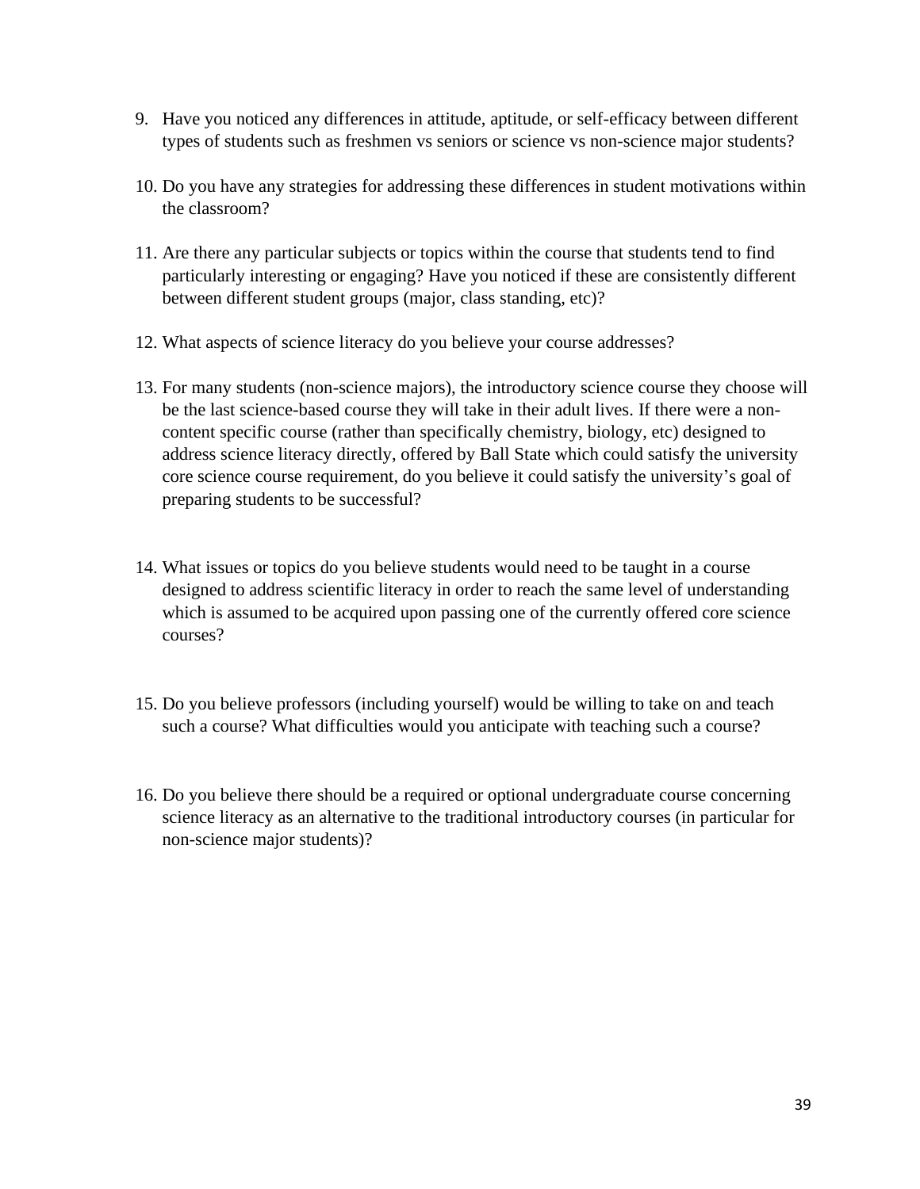9. Have you noticed any differences in attitude, aptitude, or self-efficacy between different types of students such as freshmen vs seniors or science vs non-science major students?

10. Do you have any strategies for addressing these differences in student motivations within the classroom?

11. Are there any particular subjects or topics within the course that students tend to find particularly interesting or engaging? Have you noticed if these are consistently different between different student groups (major, class standing, etc)?

12. What aspects of science literacy do you believe your course addresses?

13. For many students (non-science majors), the introductory science course they choose will be the last science-based course they will take in their adult lives. If there were a non-content specific course (rather than specifically chemistry, biology, etc) designed to address science literacy directly, offered by Ball State which could satisfy the university core science course requirement, do you believe it could satisfy the university's goal of preparing students to be successful?

14. What issues or topics do you believe students would need to be taught in a course designed to address scientific literacy in order to reach the same level of understanding which is assumed to be acquired upon passing one of the currently offered core science courses?

15. Do you believe professors (including yourself) would be willing to take on and teach such a course? What difficulties would you anticipate with teaching such a course?

16. Do you believe there should be a required or optional undergraduate course concerning science literacy as an alternative to the traditional introductory courses (in particular for non-science major students)?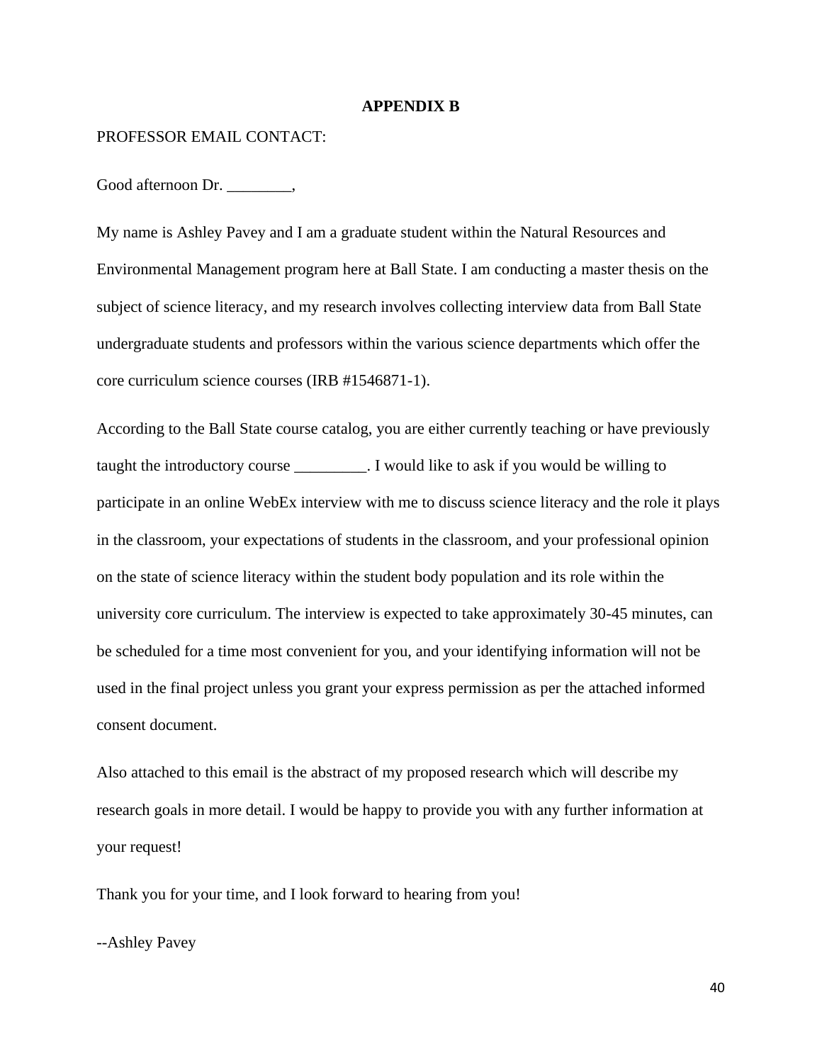# APPENDIX B

PROFESSOR EMAIL CONTACT:

Good afternoon Dr. ________,

My name is Ashley Pavey and I am a graduate student within the Natural Resources and Environmental Management program here at Ball State. I am conducting a master thesis on the subject of science literacy, and my research involves collecting interview data from Ball State undergraduate students and professors within the various science departments which offer the core curriculum science courses (IRB #1546871-1).

According to the Ball State course catalog, you are either currently teaching or have previously taught the introductory course _________. I would like to ask if you would be willing to participate in an online WebEx interview with me to discuss science literacy and the role it plays in the classroom, your expectations of students in the classroom, and your professional opinion on the state of science literacy within the student body population and its role within the university core curriculum. The interview is expected to take approximately 30-45 minutes, can be scheduled for a time most convenient for you, and your identifying information will not be used in the final project unless you grant your express permission as per the attached informed consent document.

Also attached to this email is the abstract of my proposed research which will describe my research goals in more detail. I would be happy to provide you with any further information at your request!

Thank you for your time, and I look forward to hearing from you!

--Ashley Pavey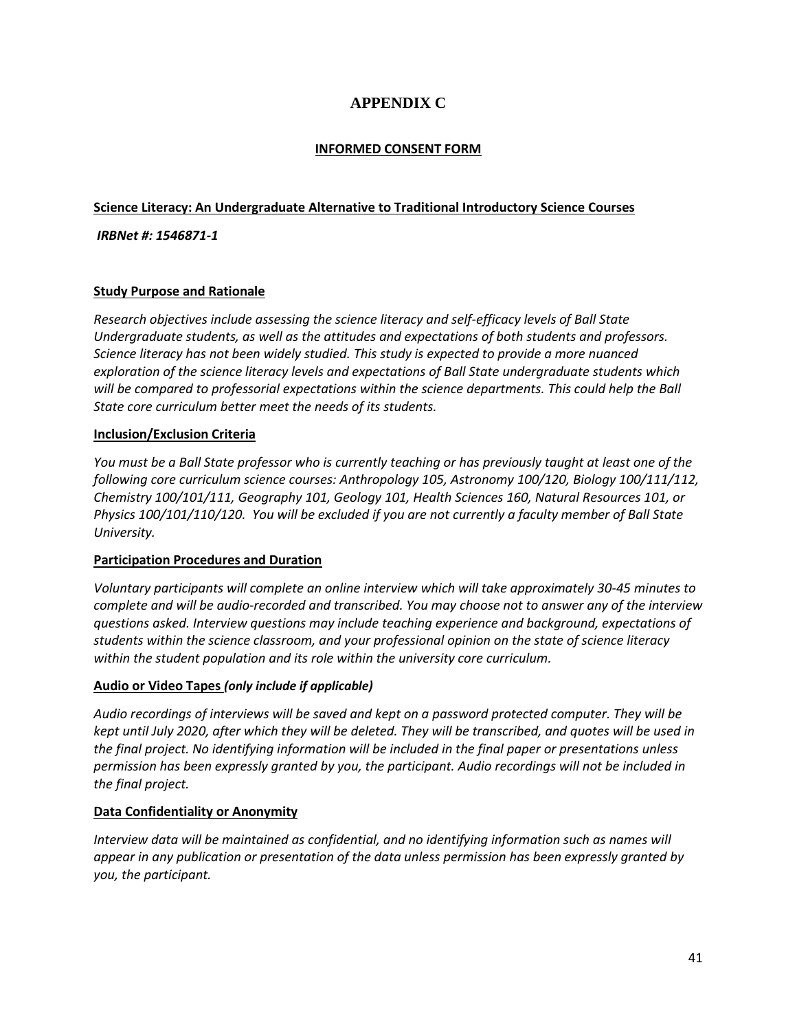# APPENDIX C

## INFORMED CONSENT FORM

**Science Literacy: An Undergraduate Alternative to Traditional Introductory Science Courses**

***IRBNet #: 1546871-1***

**Study Purpose and Rationale**

*Research objectives include assessing the science literacy and self-efficacy levels of Ball State Undergraduate students, as well as the attitudes and expectations of both students and professors. Science literacy has not been widely studied. This study is expected to provide a more nuanced exploration of the science literacy levels and expectations of Ball State undergraduate students which will be compared to professorial expectations within the science departments. This could help the Ball State core curriculum better meet the needs of its students.*

**Inclusion/Exclusion Criteria**

*You must be a Ball State professor who is currently teaching or has previously taught at least one of the following core curriculum science courses: Anthropology 105, Astronomy 100/120, Biology 100/111/112, Chemistry 100/101/111, Geography 101, Geology 101, Health Sciences 160, Natural Resources 101, or Physics 100/101/110/120. You will be excluded if you are not currently a faculty member of Ball State University.*

**Participation Procedures and Duration**

*Voluntary participants will complete an online interview which will take approximately 30-45 minutes to complete and will be audio-recorded and transcribed. You may choose not to answer any of the interview questions asked. Interview questions may include teaching experience and background, expectations of students within the science classroom, and your professional opinion on the state of science literacy within the student population and its role within the university core curriculum.*

**Audio or Video Tapes *(only include if applicable)***

*Audio recordings of interviews will be saved and kept on a password protected computer. They will be kept until July 2020, after which they will be deleted. They will be transcribed, and quotes will be used in the final project. No identifying information will be included in the final paper or presentations unless permission has been expressly granted by you, the participant. Audio recordings will not be included in the final project.*

**Data Confidentiality or Anonymity**

*Interview data will be maintained as confidential, and no identifying information such as names will appear in any publication or presentation of the data unless permission has been expressly granted by you, the participant.*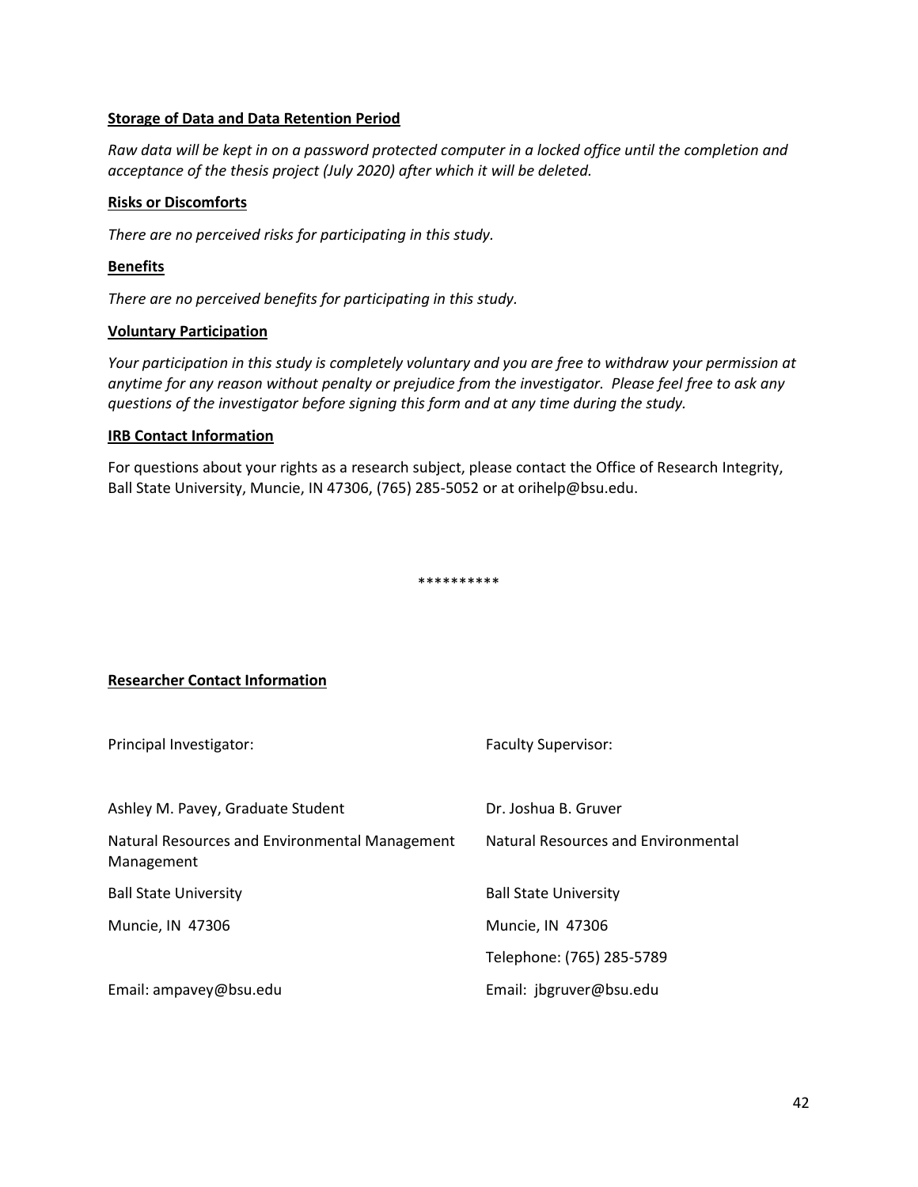**Storage of Data and Data Retention Period**

*Raw data will be kept in on a password protected computer in a locked office until the completion and acceptance of the thesis project (July 2020) after which it will be deleted.*

**Risks or Discomforts**

*There are no perceived risks for participating in this study.*

**Benefits**

*There are no perceived benefits for participating in this study.*

**Voluntary Participation**

*Your participation in this study is completely voluntary and you are free to withdraw your permission at anytime for any reason without penalty or prejudice from the investigator. Please feel free to ask any questions of the investigator before signing this form and at any time during the study.*

**IRB Contact Information**

For questions about your rights as a research subject, please contact the Office of Research Integrity, Ball State University, Muncie, IN 47306, (765) 285-5052 or at orihelp@bsu.edu.

**********

**Researcher Contact Information**

Principal Investigator:

Ashley M. Pavey, Graduate Student
Natural Resources and Environmental Management
Ball State University
Muncie, IN 47306
Email: ampavey@bsu.edu

Faculty Supervisor:

Dr. Joshua B. Gruver
Natural Resources and Environmental Management
Ball State University
Muncie, IN 47306
Telephone: (765) 285-5789
Email: jbgruver@bsu.edu